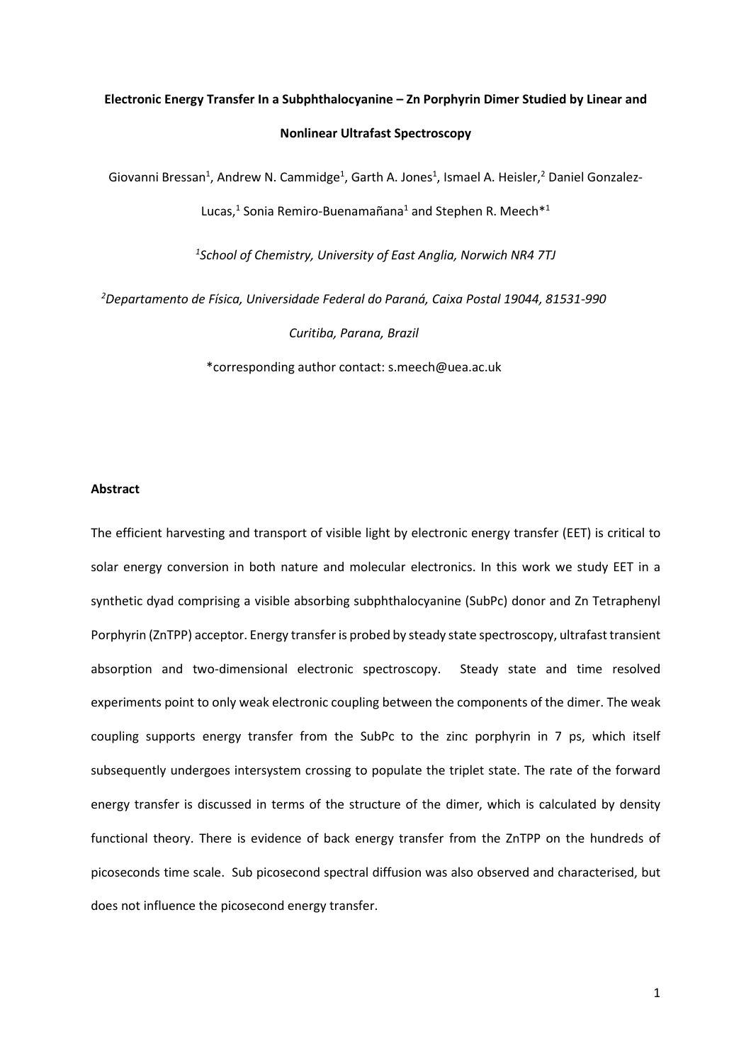# Electronic Energy Transfer In a Subphthalocyanine – Zn Porphyrin Dimer Studied by Linear and Nonlinear Ultrafast Spectroscopy

Giovanni Bressan[1], Andrew N. Cammidge[1], Garth A. Jones[1], Ismael A. Heisler,[2] Daniel Gonzalez-Lucas,[1] Sonia Remiro-Buenamañana[1] and Stephen R. Meech*[1]

[1]*School of Chemistry, University of East Anglia, Norwich NR4 7TJ*

[2]*Departamento de Física, Universidade Federal do Paraná, Caixa Postal 19044, 81531-990 Curitiba, Parana, Brazil*

*corresponding author contact: s.meech@uea.ac.uk

## Abstract

The efficient harvesting and transport of visible light by electronic energy transfer (EET) is critical to solar energy conversion in both nature and molecular electronics. In this work we study EET in a synthetic dyad comprising a visible absorbing subphthalocyanine (SubPc) donor and Zn Tetraphenyl Porphyrin (ZnTPP) acceptor. Energy transfer is probed by steady state spectroscopy, ultrafast transient absorption and two-dimensional electronic spectroscopy. Steady state and time resolved experiments point to only weak electronic coupling between the components of the dimer. The weak coupling supports energy transfer from the SubPc to the zinc porphyrin in 7 ps, which itself subsequently undergoes intersystem crossing to populate the triplet state. The rate of the forward energy transfer is discussed in terms of the structure of the dimer, which is calculated by density functional theory. There is evidence of back energy transfer from the ZnTPP on the hundreds of picoseconds time scale. Sub picosecond spectral diffusion was also observed and characterised, but does not influence the picosecond energy transfer.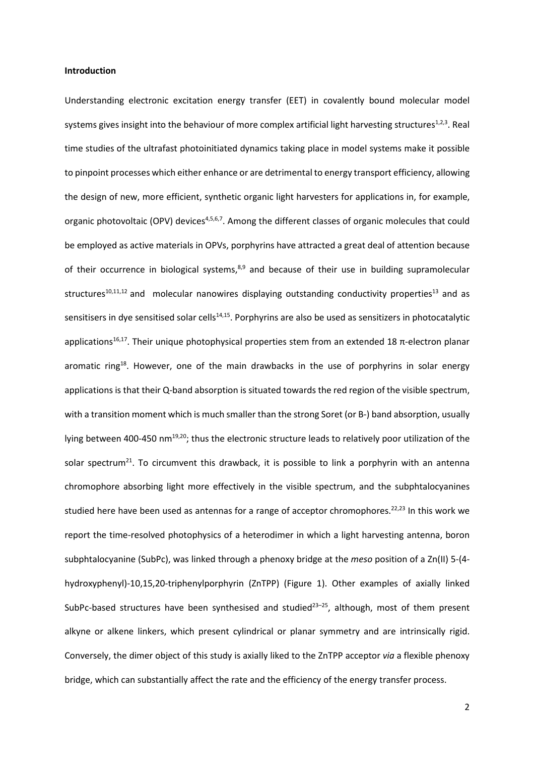**Introduction**

Understanding electronic excitation energy transfer (EET) in covalently bound molecular model systems gives insight into the behaviour of more complex artificial light harvesting structures[1,2,3]. Real time studies of the ultrafast photoinitiated dynamics taking place in model systems make it possible to pinpoint processes which either enhance or are detrimental to energy transport efficiency, allowing the design of new, more efficient, synthetic organic light harvesters for applications in, for example, organic photovoltaic (OPV) devices[4,5,6,7]. Among the different classes of organic molecules that could be employed as active materials in OPVs, porphyrins have attracted a great deal of attention because of their occurrence in biological systems,[8,9] and because of their use in building supramolecular structures[10,11,12] and molecular nanowires displaying outstanding conductivity properties[13] and as sensitisers in dye sensitised solar cells[14,15]. Porphyrins are also be used as sensitizers in photocatalytic applications[16,17]. Their unique photophysical properties stem from an extended 18 π-electron planar aromatic ring[18]. However, one of the main drawbacks in the use of porphyrins in solar energy applications is that their Q-band absorption is situated towards the red region of the visible spectrum, with a transition moment which is much smaller than the strong Soret (or B-) band absorption, usually lying between 400-450 nm[19,20]; thus the electronic structure leads to relatively poor utilization of the solar spectrum[21]. To circumvent this drawback, it is possible to link a porphyrin with an antenna chromophore absorbing light more effectively in the visible spectrum, and the subphtalocyanines studied here have been used as antennas for a range of acceptor chromophores.[22,23] In this work we report the time-resolved photophysics of a heterodimer in which a light harvesting antenna, boron subphtalocyanine (SubPc), was linked through a phenoxy bridge at the *meso* position of a Zn(II) 5-(4-hydroxyphenyl)-10,15,20-triphenylporphyrin (ZnTPP) (Figure 1). Other examples of axially linked SubPc-based structures have been synthesised and studied[23–25], although, most of them present alkyne or alkene linkers, which present cylindrical or planar symmetry and are intrinsically rigid. Conversely, the dimer object of this study is axially liked to the ZnTPP acceptor *via* a flexible phenoxy bridge, which can substantially affect the rate and the efficiency of the energy transfer process.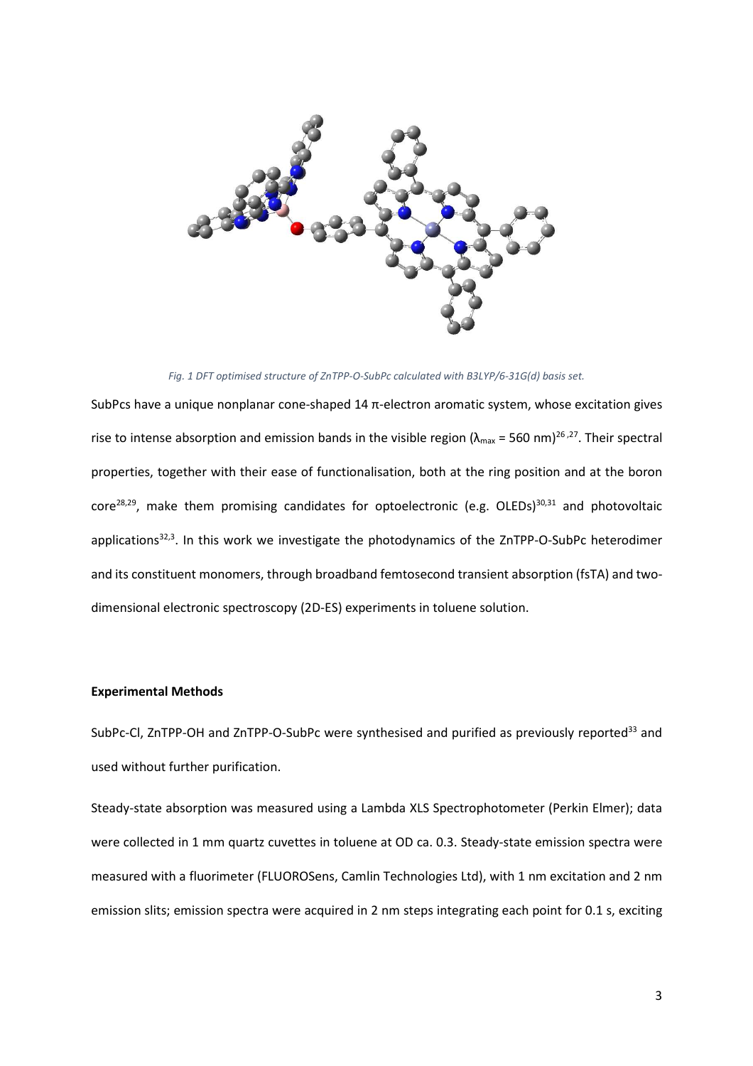*Fig. 1 DFT optimised structure of ZnTPP-O-SubPc calculated with B3LYP/6-31G(d) basis set.*

SubPcs have a unique nonplanar cone-shaped 14 π-electron aromatic system, whose excitation gives rise to intense absorption and emission bands in the visible region ($\lambda_{max}$ = 560 nm)[26,27]. Their spectral properties, together with their ease of functionalisation, both at the ring position and at the boron core[28,29], make them promising candidates for optoelectronic (e.g. OLEDs)[30,31] and photovoltaic applications[32,3]. In this work we investigate the photodynamics of the ZnTPP-O-SubPc heterodimer and its constituent monomers, through broadband femtosecond transient absorption (fsTA) and two-dimensional electronic spectroscopy (2D-ES) experiments in toluene solution.

## Experimental Methods

SubPc-Cl, ZnTPP-OH and ZnTPP-O-SubPc were synthesised and purified as previously reported[33] and used without further purification.

Steady-state absorption was measured using a Lambda XLS Spectrophotometer (Perkin Elmer); data were collected in 1 mm quartz cuvettes in toluene at OD ca. 0.3. Steady-state emission spectra were measured with a fluorimeter (FLUOROSens, Camlin Technologies Ltd), with 1 nm excitation and 2 nm emission slits; emission spectra were acquired in 2 nm steps integrating each point for 0.1 s, exciting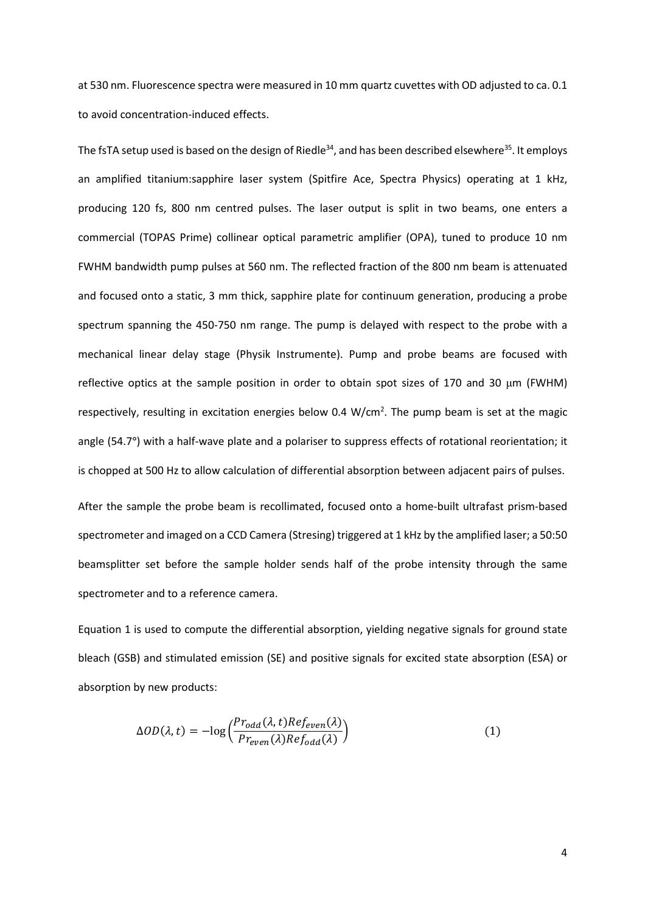at 530 nm. Fluorescence spectra were measured in 10 mm quartz cuvettes with OD adjusted to ca. 0.1 to avoid concentration-induced effects.

The fsTA setup used is based on the design of Riedle[34], and has been described elsewhere[35]. It employs an amplified titanium:sapphire laser system (Spitfire Ace, Spectra Physics) operating at 1 kHz, producing 120 fs, 800 nm centred pulses. The laser output is split in two beams, one enters a commercial (TOPAS Prime) collinear optical parametric amplifier (OPA), tuned to produce 10 nm FWHM bandwidth pump pulses at 560 nm. The reflected fraction of the 800 nm beam is attenuated and focused onto a static, 3 mm thick, sapphire plate for continuum generation, producing a probe spectrum spanning the 450-750 nm range. The pump is delayed with respect to the probe with a mechanical linear delay stage (Physik Instrumente). Pump and probe beams are focused with reflective optics at the sample position in order to obtain spot sizes of 170 and 30 μm (FWHM) respectively, resulting in excitation energies below 0.4 W/cm$^2$. The pump beam is set at the magic angle (54.7°) with a half-wave plate and a polariser to suppress effects of rotational reorientation; it is chopped at 500 Hz to allow calculation of differential absorption between adjacent pairs of pulses.

After the sample the probe beam is recollimated, focused onto a home-built ultrafast prism-based spectrometer and imaged on a CCD Camera (Stresing) triggered at 1 kHz by the amplified laser; a 50:50 beamsplitter set before the sample holder sends half of the probe intensity through the same spectrometer and to a reference camera.

Equation 1 is used to compute the differential absorption, yielding negative signals for ground state bleach (GSB) and stimulated emission (SE) and positive signals for excited state absorption (ESA) or absorption by new products:

$$\Delta OD(\lambda, t) = -\log\left(\frac{Pr_{odd}(\lambda, t)Ref_{even}(\lambda)}{Pr_{even}(\lambda)Ref_{odd}(\lambda)}\right) \tag{1}$$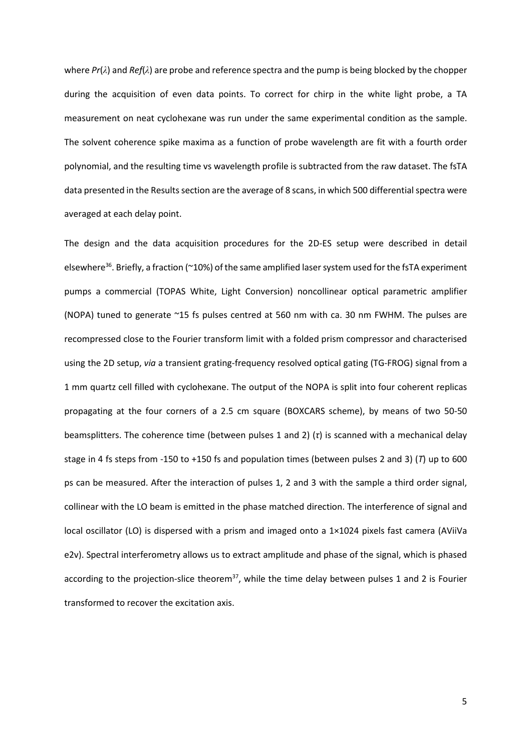where $Pr(\lambda)$ and $Ref(\lambda)$ are probe and reference spectra and the pump is being blocked by the chopper during the acquisition of even data points. To correct for chirp in the white light probe, a TA measurement on neat cyclohexane was run under the same experimental condition as the sample. The solvent coherence spike maxima as a function of probe wavelength are fit with a fourth order polynomial, and the resulting time vs wavelength profile is subtracted from the raw dataset. The fsTA data presented in the Results section are the average of 8 scans, in which 500 differential spectra were averaged at each delay point.

The design and the data acquisition procedures for the 2D-ES setup were described in detail elsewhere[36]. Briefly, a fraction (~10%) of the same amplified laser system used for the fsTA experiment pumps a commercial (TOPAS White, Light Conversion) noncollinear optical parametric amplifier (NOPA) tuned to generate ~15 fs pulses centred at 560 nm with ca. 30 nm FWHM. The pulses are recompressed close to the Fourier transform limit with a folded prism compressor and characterised using the 2D setup, *via* a transient grating-frequency resolved optical gating (TG-FROG) signal from a 1 mm quartz cell filled with cyclohexane. The output of the NOPA is split into four coherent replicas propagating at the four corners of a 2.5 cm square (BOXCARS scheme), by means of two 50-50 beamsplitters. The coherence time (between pulses 1 and 2) ($\tau$) is scanned with a mechanical delay stage in 4 fs steps from -150 to +150 fs and population times (between pulses 2 and 3) ($T$) up to 600 ps can be measured. After the interaction of pulses 1, 2 and 3 with the sample a third order signal, collinear with the LO beam is emitted in the phase matched direction. The interference of signal and local oscillator (LO) is dispersed with a prism and imaged onto a 1×1024 pixels fast camera (AViiVa e2v). Spectral interferometry allows us to extract amplitude and phase of the signal, which is phased according to the projection-slice theorem[37], while the time delay between pulses 1 and 2 is Fourier transformed to recover the excitation axis.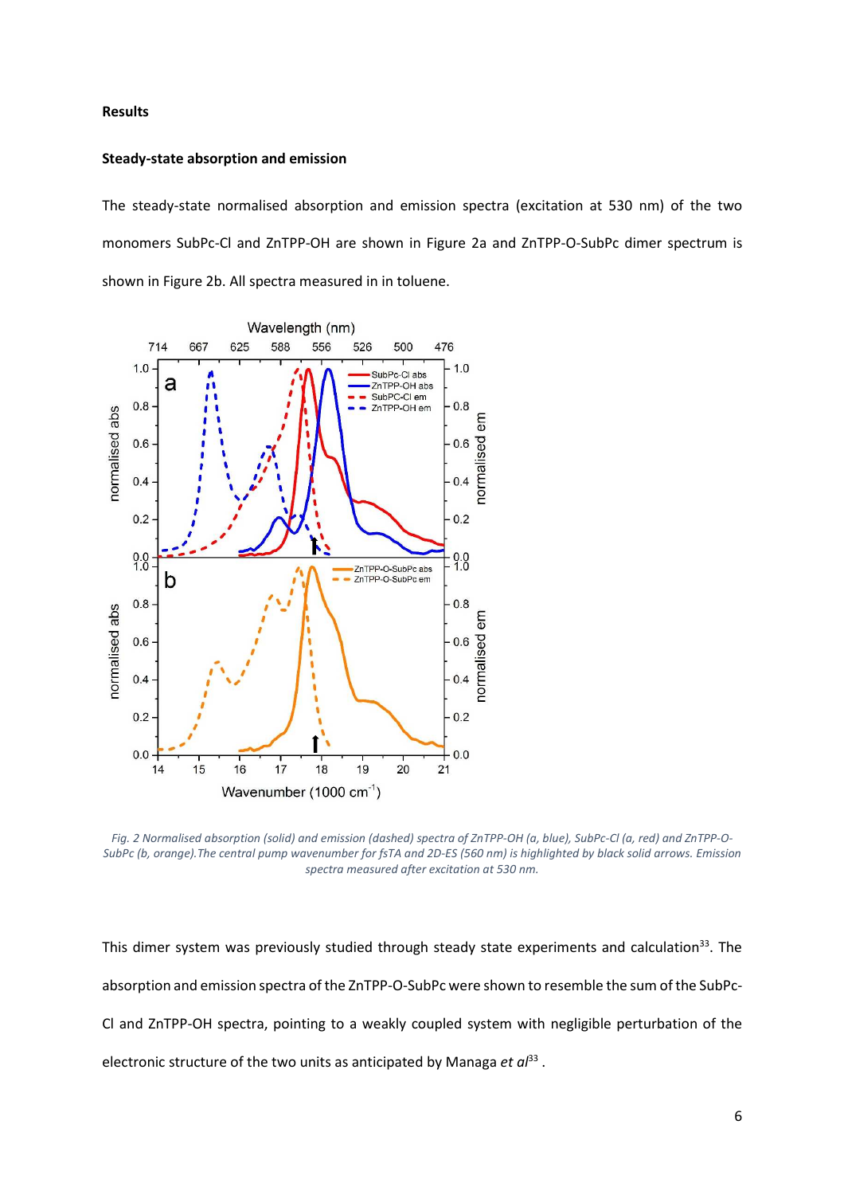## Results

### Steady-state absorption and emission

The steady-state normalised absorption and emission spectra (excitation at 530 nm) of the two monomers SubPc-Cl and ZnTPP-OH are shown in Figure 2a and ZnTPP-O-SubPc dimer spectrum is shown in Figure 2b. All spectra measured in in toluene.

Wavelength (nm)
714 667 625 588 556 526 500 476
a
SubPc-Cl abs
ZnTPP-OH abs
SubPC-Cl em
ZnTPP-OH em
normalised abs
normalised em
1.0 0.8 0.6 0.4 0.2 0.0
b
ZnTPP-O-SubPc abs
ZnTPP-O-SubPc em
normalised abs
normalised em
1.0 0.8 0.6 0.4 0.2 0.0
14 15 16 17 18 19 20 21
Wavenumber (1000 cm$^{-1}$)

*Fig. 2 Normalised absorption (solid) and emission (dashed) spectra of ZnTPP-OH (a, blue), SubPc-Cl (a, red) and ZnTPP-O-SubPc (b, orange).The central pump wavenumber for fsTA and 2D-ES (560 nm) is highlighted by black solid arrows. Emission spectra measured after excitation at 530 nm.*

This dimer system was previously studied through steady state experiments and calculation[33]. The absorption and emission spectra of the ZnTPP-O-SubPc were shown to resemble the sum of the SubPc-Cl and ZnTPP-OH spectra, pointing to a weakly coupled system with negligible perturbation of the electronic structure of the two units as anticipated by Managa *et al*[33] .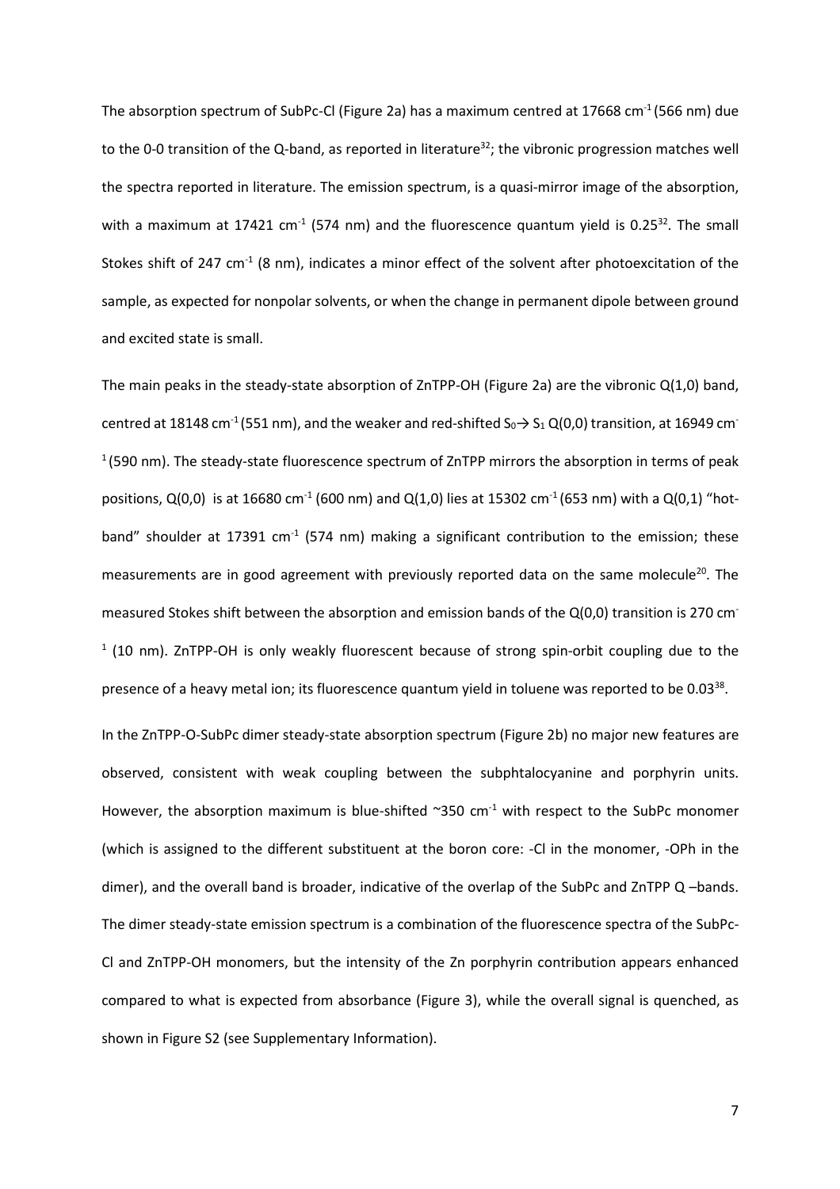The absorption spectrum of SubPc-Cl (Figure 2a) has a maximum centred at 17668 $cm^{-1}$ (566 nm) due to the 0-0 transition of the Q-band, as reported in literature[32]; the vibronic progression matches well the spectra reported in literature. The emission spectrum, is a quasi-mirror image of the absorption, with a maximum at 17421 $cm^{-1}$ (574 nm) and the fluorescence quantum yield is 0.25[32]. The small Stokes shift of 247 $cm^{-1}$ (8 nm), indicates a minor effect of the solvent after photoexcitation of the sample, as expected for nonpolar solvents, or when the change in permanent dipole between ground and excited state is small.

The main peaks in the steady-state absorption of ZnTPP-OH (Figure 2a) are the vibronic Q(1,0) band, centred at 18148 $cm^{-1}$ (551 nm), and the weaker and red-shifted $S_0 \rightarrow S_1$ Q(0,0) transition, at 16949 $cm^{-1}$ (590 nm). The steady-state fluorescence spectrum of ZnTPP mirrors the absorption in terms of peak positions, Q(0,0) is at 16680 $cm^{-1}$ (600 nm) and Q(1,0) lies at 15302 $cm^{-1}$ (653 nm) with a Q(0,1) "hot-band" shoulder at 17391 $cm^{-1}$ (574 nm) making a significant contribution to the emission; these measurements are in good agreement with previously reported data on the same molecule[20]. The measured Stokes shift between the absorption and emission bands of the Q(0,0) transition is 270 $cm^{-1}$ (10 nm). ZnTPP-OH is only weakly fluorescent because of strong spin-orbit coupling due to the presence of a heavy metal ion; its fluorescence quantum yield in toluene was reported to be 0.03[38].

In the ZnTPP-O-SubPc dimer steady-state absorption spectrum (Figure 2b) no major new features are observed, consistent with weak coupling between the subphtalocyanine and porphyrin units. However, the absorption maximum is blue-shifted ~350 $cm^{-1}$ with respect to the SubPc monomer (which is assigned to the different substituent at the boron core: -Cl in the monomer, -OPh in the dimer), and the overall band is broader, indicative of the overlap of the SubPc and ZnTPP Q –bands. The dimer steady-state emission spectrum is a combination of the fluorescence spectra of the SubPc-Cl and ZnTPP-OH monomers, but the intensity of the Zn porphyrin contribution appears enhanced compared to what is expected from absorbance (Figure 3), while the overall signal is quenched, as shown in Figure S2 (see Supplementary Information).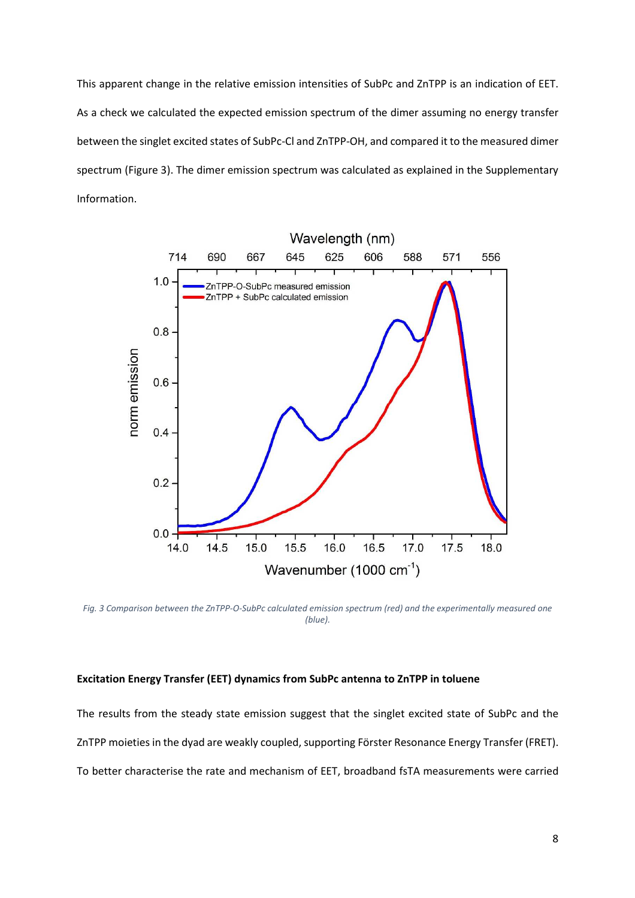This apparent change in the relative emission intensities of SubPc and ZnTPP is an indication of EET. As a check we calculated the expected emission spectrum of the dimer assuming no energy transfer between the singlet excited states of SubPc-Cl and ZnTPP-OH, and compared it to the measured dimer spectrum (Figure 3). The dimer emission spectrum was calculated as explained in the Supplementary Information.

*Fig. 3 Comparison between the ZnTPP-O-SubPc calculated emission spectrum (red) and the experimentally measured one (blue).*

**Excitation Energy Transfer (EET) dynamics from SubPc antenna to ZnTPP in toluene**

The results from the steady state emission suggest that the singlet excited state of SubPc and the ZnTPP moieties in the dyad are weakly coupled, supporting Förster Resonance Energy Transfer (FRET). To better characterise the rate and mechanism of EET, broadband fsTA measurements were carried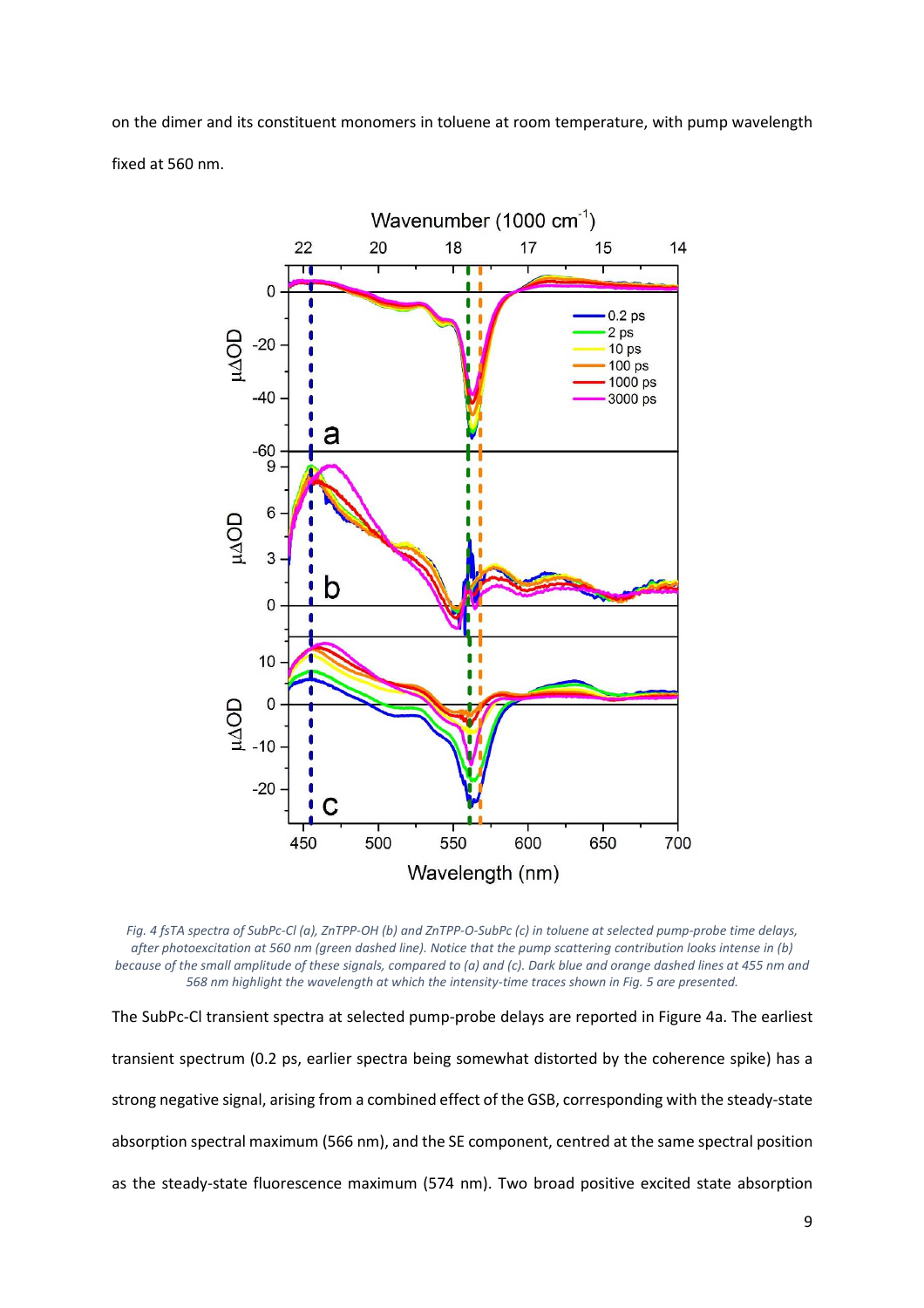on the dimer and its constituent monomers in toluene at room temperature, with pump wavelength fixed at 560 nm.

Wavenumber (1000 cm$^{-1}$)

22 20 18 17 15 14

μΔOD

a

b

c

0.2 ps
2 ps
10 ps
100 ps
1000 ps
3000 ps

450 500 550 600 650 700

Wavelength (nm)

*Fig. 4 fsTA spectra of SubPc-Cl (a), ZnTPP-OH (b) and ZnTPP-O-SubPc (c) in toluene at selected pump-probe time delays, after photoexcitation at 560 nm (green dashed line). Notice that the pump scattering contribution looks intense in (b) because of the small amplitude of these signals, compared to (a) and (c). Dark blue and orange dashed lines at 455 nm and 568 nm highlight the wavelength at which the intensity-time traces shown in Fig. 5 are presented.*

The SubPc-Cl transient spectra at selected pump-probe delays are reported in Figure 4a. The earliest transient spectrum (0.2 ps, earlier spectra being somewhat distorted by the coherence spike) has a strong negative signal, arising from a combined effect of the GSB, corresponding with the steady-state absorption spectral maximum (566 nm), and the SE component, centred at the same spectral position as the steady-state fluorescence maximum (574 nm). Two broad positive excited state absorption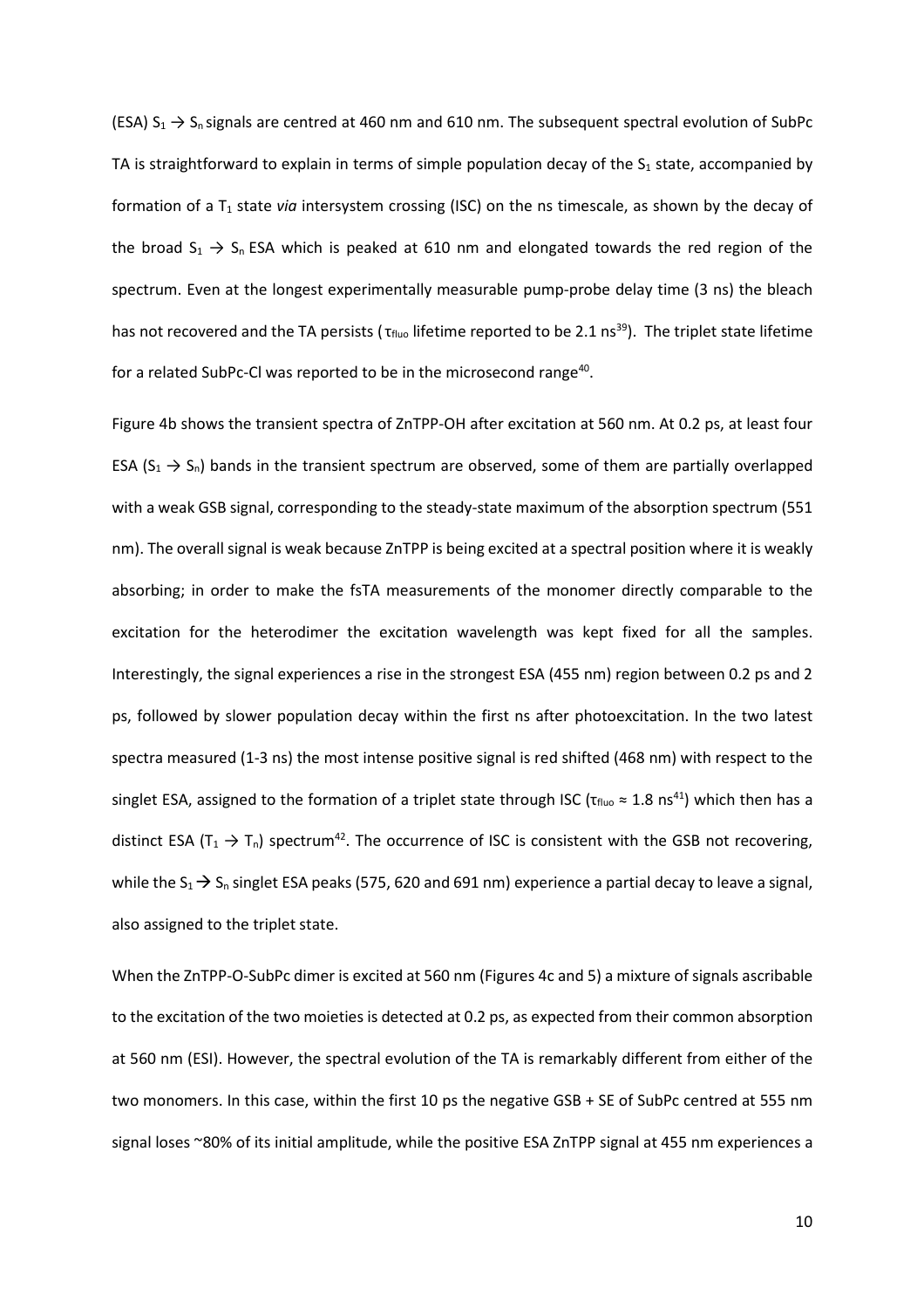(ESA) $S_1 \rightarrow S_n$ signals are centred at 460 nm and 610 nm. The subsequent spectral evolution of SubPc TA is straightforward to explain in terms of simple population decay of the $S_1$ state, accompanied by formation of a $T_1$ state *via* intersystem crossing (ISC) on the ns timescale, as shown by the decay of the broad $S_1 \rightarrow S_n$ ESA which is peaked at 610 nm and elongated towards the red region of the spectrum. Even at the longest experimentally measurable pump-probe delay time (3 ns) the bleach has not recovered and the TA persists ($\tau_{fluo}$ lifetime reported to be 2.1 ns[39]). The triplet state lifetime for a related SubPc-Cl was reported to be in the microsecond range[40].

Figure 4b shows the transient spectra of ZnTPP-OH after excitation at 560 nm. At 0.2 ps, at least four ESA ($S_1 \rightarrow S_n$) bands in the transient spectrum are observed, some of them are partially overlapped with a weak GSB signal, corresponding to the steady-state maximum of the absorption spectrum (551 nm). The overall signal is weak because ZnTPP is being excited at a spectral position where it is weakly absorbing; in order to make the fsTA measurements of the monomer directly comparable to the excitation for the heterodimer the excitation wavelength was kept fixed for all the samples. Interestingly, the signal experiences a rise in the strongest ESA (455 nm) region between 0.2 ps and 2 ps, followed by slower population decay within the first ns after photoexcitation. In the two latest spectra measured (1-3 ns) the most intense positive signal is red shifted (468 nm) with respect to the singlet ESA, assigned to the formation of a triplet state through ISC ($\tau_{fluo} \approx 1.8$ ns[41]) which then has a distinct ESA ($T_1 \rightarrow T_n$) spectrum[42]. The occurrence of ISC is consistent with the GSB not recovering, while the $S_1 \rightarrow S_n$ singlet ESA peaks (575, 620 and 691 nm) experience a partial decay to leave a signal, also assigned to the triplet state.

When the ZnTPP-O-SubPc dimer is excited at 560 nm (Figures 4c and 5) a mixture of signals ascribable to the excitation of the two moieties is detected at 0.2 ps, as expected from their common absorption at 560 nm (ESI). However, the spectral evolution of the TA is remarkably different from either of the two monomers. In this case, within the first 10 ps the negative GSB + SE of SubPc centred at 555 nm signal loses ~80% of its initial amplitude, while the positive ESA ZnTPP signal at 455 nm experiences a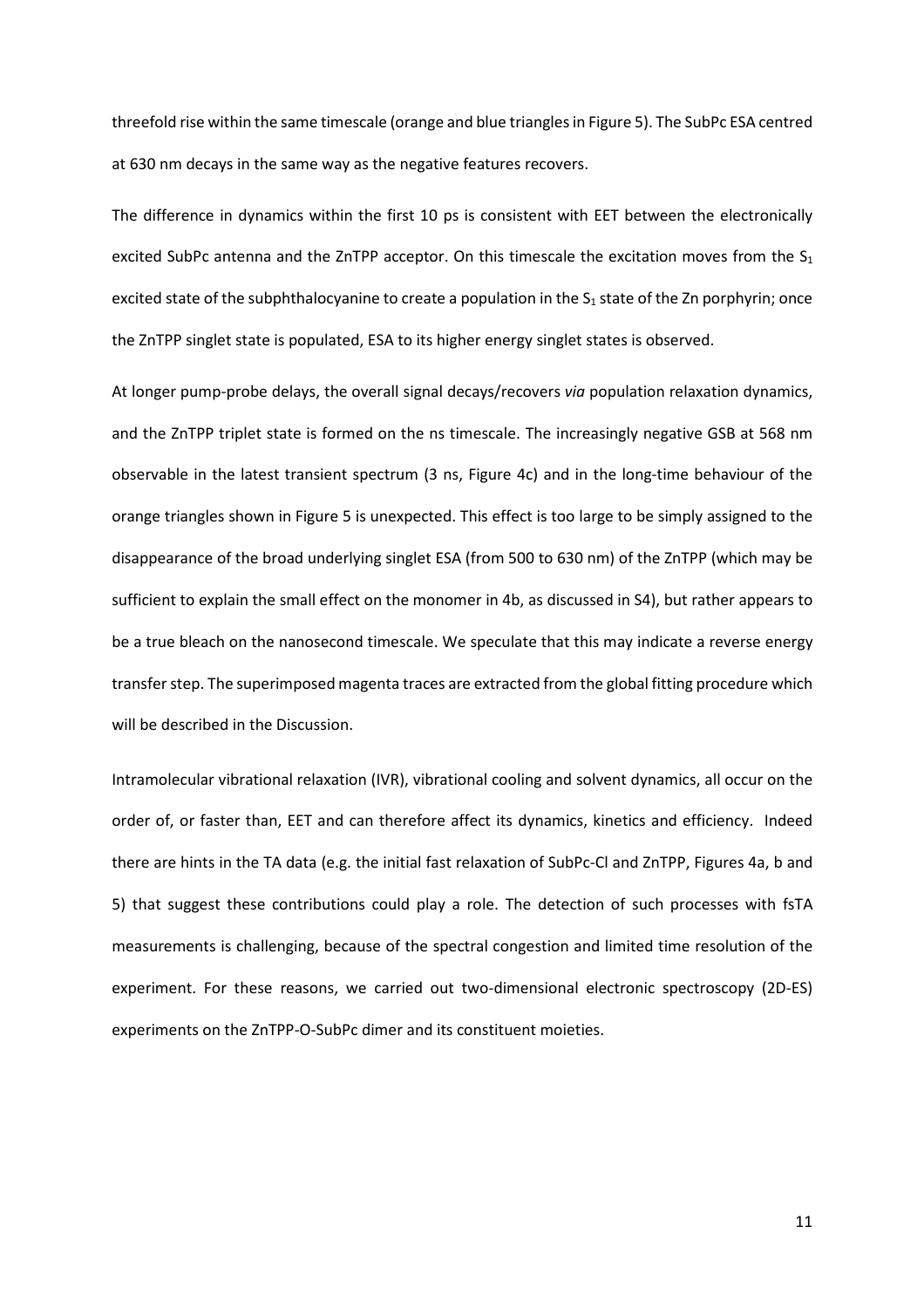threefold rise within the same timescale (orange and blue triangles in Figure 5). The SubPc ESA centred at 630 nm decays in the same way as the negative features recovers.

The difference in dynamics within the first 10 ps is consistent with EET between the electronically excited SubPc antenna and the ZnTPP acceptor. On this timescale the excitation moves from the $S_1$ excited state of the subphthalocyanine to create a population in the $S_1$ state of the Zn porphyrin; once the ZnTPP singlet state is populated, ESA to its higher energy singlet states is observed.

At longer pump-probe delays, the overall signal decays/recovers *via* population relaxation dynamics, and the ZnTPP triplet state is formed on the ns timescale. The increasingly negative GSB at 568 nm observable in the latest transient spectrum (3 ns, Figure 4c) and in the long-time behaviour of the orange triangles shown in Figure 5 is unexpected. This effect is too large to be simply assigned to the disappearance of the broad underlying singlet ESA (from 500 to 630 nm) of the ZnTPP (which may be sufficient to explain the small effect on the monomer in 4b, as discussed in S4), but rather appears to be a true bleach on the nanosecond timescale. We speculate that this may indicate a reverse energy transfer step. The superimposed magenta traces are extracted from the global fitting procedure which will be described in the Discussion.

Intramolecular vibrational relaxation (IVR), vibrational cooling and solvent dynamics, all occur on the order of, or faster than, EET and can therefore affect its dynamics, kinetics and efficiency. Indeed there are hints in the TA data (e.g. the initial fast relaxation of SubPc-Cl and ZnTPP, Figures 4a, b and 5) that suggest these contributions could play a role. The detection of such processes with fsTA measurements is challenging, because of the spectral congestion and limited time resolution of the experiment. For these reasons, we carried out two-dimensional electronic spectroscopy (2D-ES) experiments on the ZnTPP-O-SubPc dimer and its constituent moieties.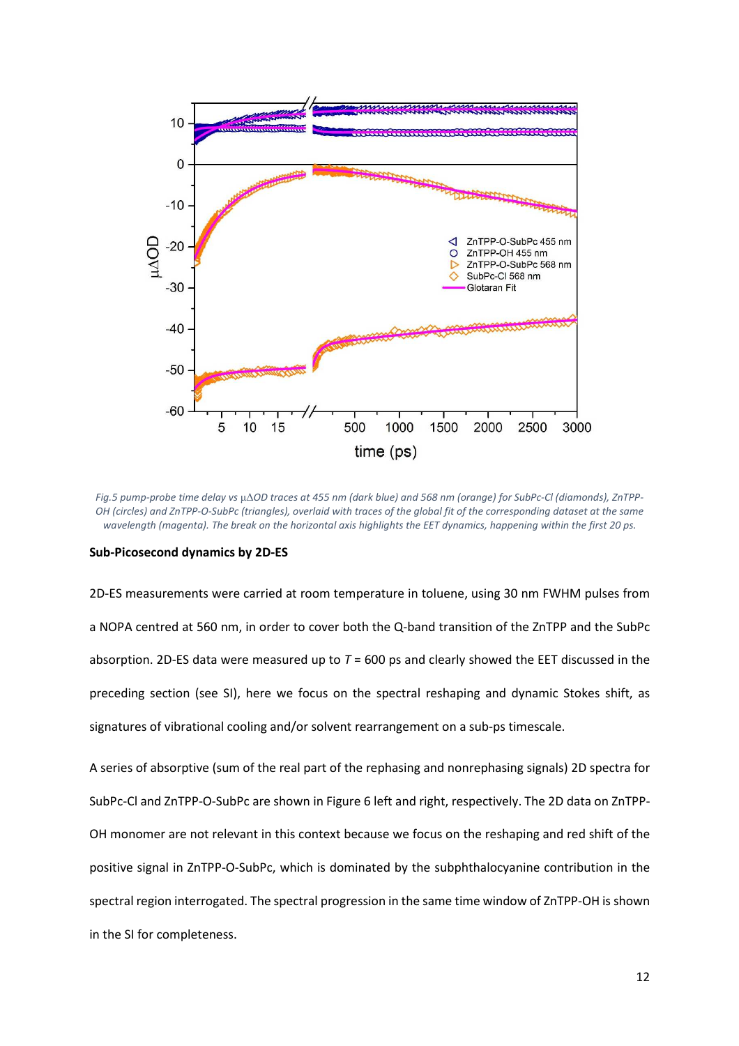μΔOD

10
0
-10
-20
-30
-40
-50
-60

5 10 15 500 1000 1500 2000 2500 3000

time (ps)

ZnTPP-O-SubPc 455 nm
ZnTPP-OH 455 nm
ZnTPP-O-SubPc 568 nm
SubPc-Cl 568 nm
Glotaran Fit

*Fig.5 pump-probe time delay vs μΔOD traces at 455 nm (dark blue) and 568 nm (orange) for SubPc-Cl (diamonds), ZnTPP-OH (circles) and ZnTPP-O-SubPc (triangles), overlaid with traces of the global fit of the corresponding dataset at the same wavelength (magenta). The break on the horizontal axis highlights the EET dynamics, happening within the first 20 ps.*

**Sub-Picosecond dynamics by 2D-ES**

2D-ES measurements were carried at room temperature in toluene, using 30 nm FWHM pulses from a NOPA centred at 560 nm, in order to cover both the Q-band transition of the ZnTPP and the SubPc absorption. 2D-ES data were measured up to $T$ = 600 ps and clearly showed the EET discussed in the preceding section (see SI), here we focus on the spectral reshaping and dynamic Stokes shift, as signatures of vibrational cooling and/or solvent rearrangement on a sub-ps timescale.

A series of absorptive (sum of the real part of the rephasing and nonrephasing signals) 2D spectra for SubPc-Cl and ZnTPP-O-SubPc are shown in Figure 6 left and right, respectively. The 2D data on ZnTPP-OH monomer are not relevant in this context because we focus on the reshaping and red shift of the positive signal in ZnTPP-O-SubPc, which is dominated by the subphthalocyanine contribution in the spectral region interrogated. The spectral progression in the same time window of ZnTPP-OH is shown in the SI for completeness.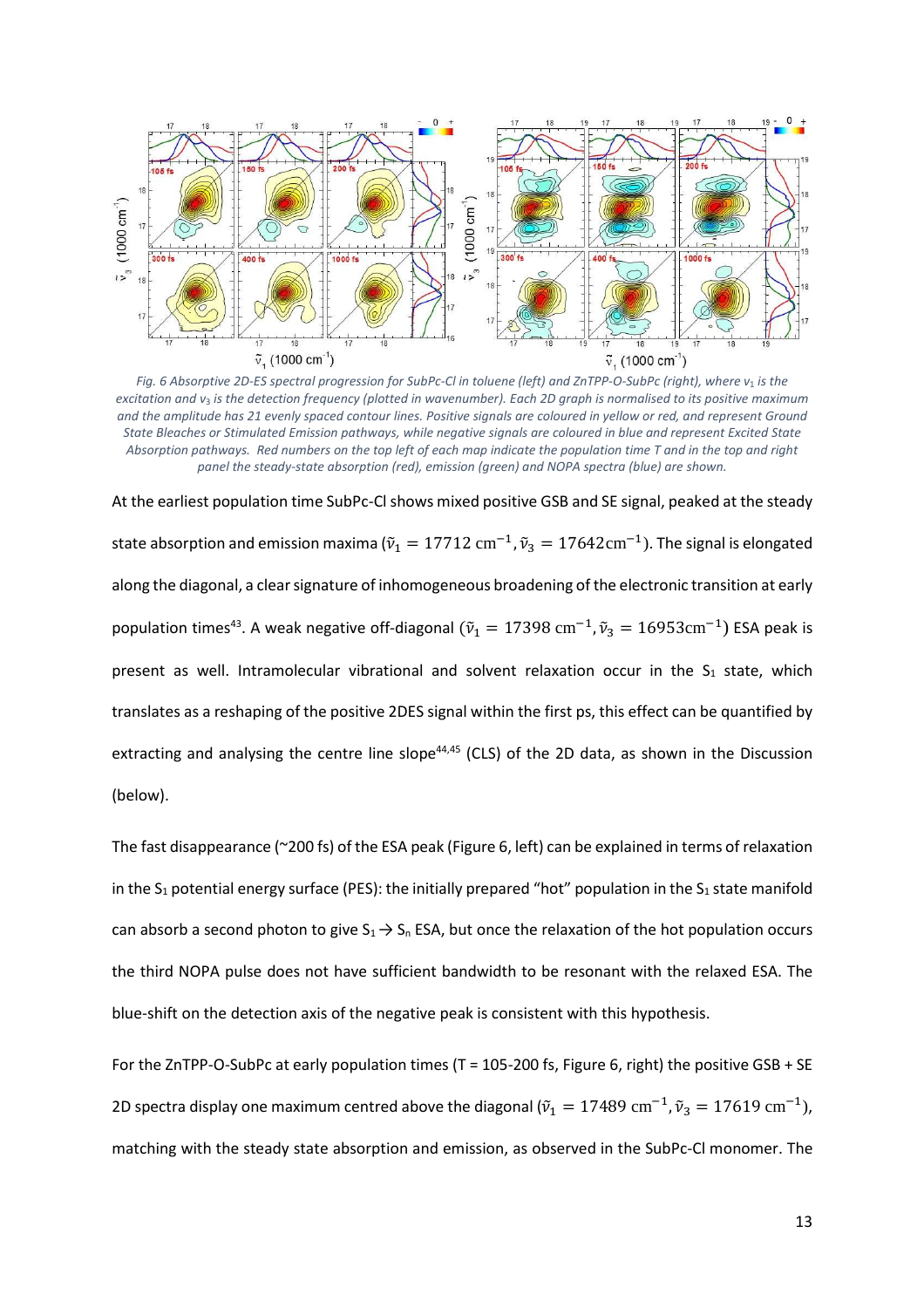17 18
17 18
17 18
0
105 fs
150 fs
200 fs
300 fs
400 fs
1000 fs
$\tilde{\nu}_3$ (1000 cm$^{-1}$)
$\tilde{\nu}_1$ (1000 cm$^{-1}$)

17 18 19
0
105 fs
150 fs
200 fs
300 fs
400 fs
1000 fs
$\tilde{\nu}_3$ (1000 cm$^{-1}$)
$\tilde{\nu}_1$ (1000 cm$^{-1}$)

*Fig. 6 Absorptive 2D-ES spectral progression for SubPc-Cl in toluene (left) and ZnTPP-O-SubPc (right), where $v_1$ is the excitation and $v_3$ is the detection frequency (plotted in wavenumber). Each 2D graph is normalised to its positive maximum and the amplitude has 21 evenly spaced contour lines. Positive signals are coloured in yellow or red, and represent Ground State Bleaches or Stimulated Emission pathways, while negative signals are coloured in blue and represent Excited State Absorption pathways. Red numbers on the top left of each map indicate the population time T and in the top and right panel the steady-state absorption (red), emission (green) and NOPA spectra (blue) are shown.*

At the earliest population time SubPc-Cl shows mixed positive GSB and SE signal, peaked at the steady state absorption and emission maxima ($\tilde{\nu}_1 = 17712 \text{ cm}^{-1}, \tilde{\nu}_3 = 17642\text{cm}^{-1}$). The signal is elongated along the diagonal, a clear signature of inhomogeneous broadening of the electronic transition at early population times[43]. A weak negative off-diagonal ($\tilde{\nu}_1 = 17398 \text{ cm}^{-1}, \tilde{\nu}_3 = 16953\text{cm}^{-1}$) ESA peak is present as well. Intramolecular vibrational and solvent relaxation occur in the $S_1$ state, which translates as a reshaping of the positive 2DES signal within the first ps, this effect can be quantified by extracting and analysing the centre line slope[44,45] (CLS) of the 2D data, as shown in the Discussion (below).

The fast disappearance (~200 fs) of the ESA peak (Figure 6, left) can be explained in terms of relaxation in the $S_1$ potential energy surface (PES): the initially prepared "hot" population in the $S_1$ state manifold can absorb a second photon to give $S_1 \rightarrow S_n$ ESA, but once the relaxation of the hot population occurs the third NOPA pulse does not have sufficient bandwidth to be resonant with the relaxed ESA. The blue-shift on the detection axis of the negative peak is consistent with this hypothesis.

For the ZnTPP-O-SubPc at early population times (T = 105-200 fs, Figure 6, right) the positive GSB + SE 2D spectra display one maximum centred above the diagonal ($\tilde{\nu}_1 = 17489 \text{ cm}^{-1}, \tilde{\nu}_3 = 17619 \text{ cm}^{-1}$), matching with the steady state absorption and emission, as observed in the SubPc-Cl monomer. The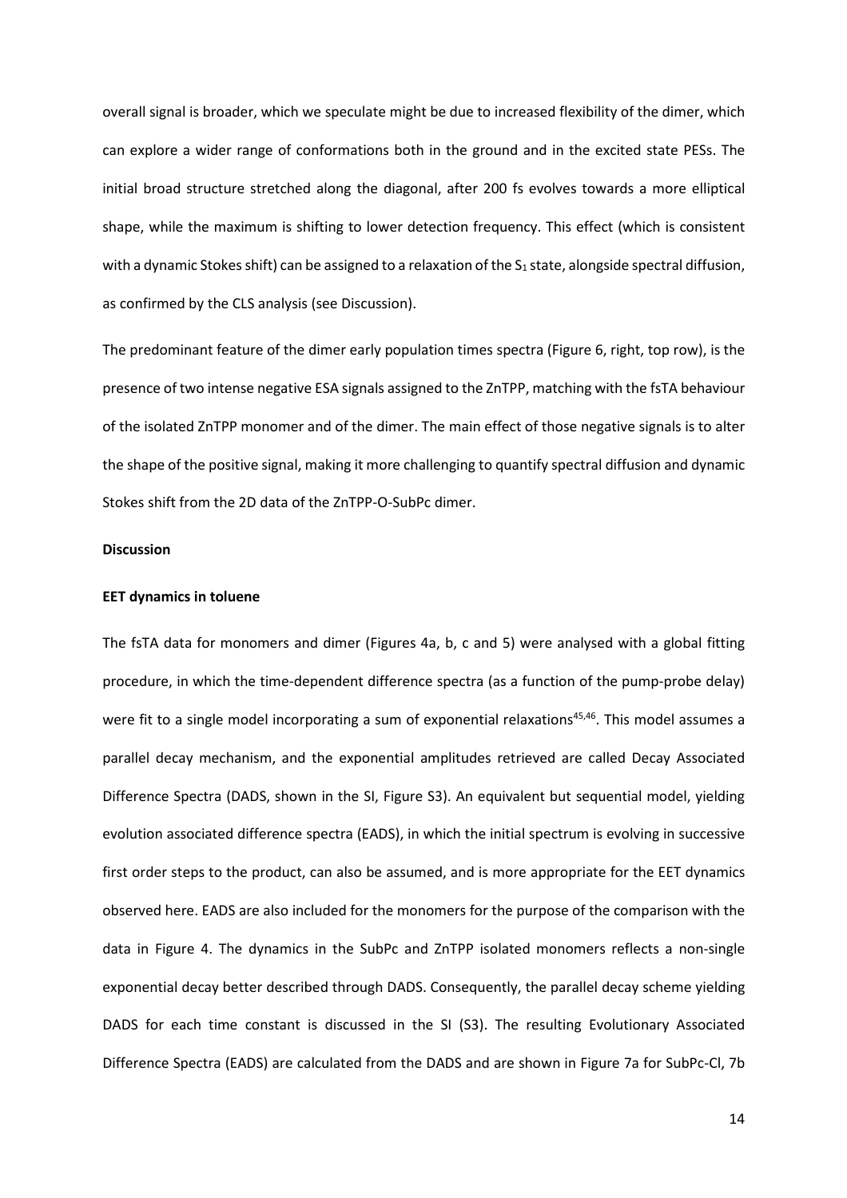overall signal is broader, which we speculate might be due to increased flexibility of the dimer, which can explore a wider range of conformations both in the ground and in the excited state PESs. The initial broad structure stretched along the diagonal, after 200 fs evolves towards a more elliptical shape, while the maximum is shifting to lower detection frequency. This effect (which is consistent with a dynamic Stokes shift) can be assigned to a relaxation of the $S_1$ state, alongside spectral diffusion, as confirmed by the CLS analysis (see Discussion).

The predominant feature of the dimer early population times spectra (Figure 6, right, top row), is the presence of two intense negative ESA signals assigned to the ZnTPP, matching with the fsTA behaviour of the isolated ZnTPP monomer and of the dimer. The main effect of those negative signals is to alter the shape of the positive signal, making it more challenging to quantify spectral diffusion and dynamic Stokes shift from the 2D data of the ZnTPP-O-SubPc dimer.

## Discussion

### EET dynamics in toluene

The fsTA data for monomers and dimer (Figures 4a, b, c and 5) were analysed with a global fitting procedure, in which the time-dependent difference spectra (as a function of the pump-probe delay) were fit to a single model incorporating a sum of exponential relaxations[45,46]. This model assumes a parallel decay mechanism, and the exponential amplitudes retrieved are called Decay Associated Difference Spectra (DADS, shown in the SI, Figure S3). An equivalent but sequential model, yielding evolution associated difference spectra (EADS), in which the initial spectrum is evolving in successive first order steps to the product, can also be assumed, and is more appropriate for the EET dynamics observed here. EADS are also included for the monomers for the purpose of the comparison with the data in Figure 4. The dynamics in the SubPc and ZnTPP isolated monomers reflects a non-single exponential decay better described through DADS. Consequently, the parallel decay scheme yielding DADS for each time constant is discussed in the SI (S3). The resulting Evolutionary Associated Difference Spectra (EADS) are calculated from the DADS and are shown in Figure 7a for SubPc-Cl, 7b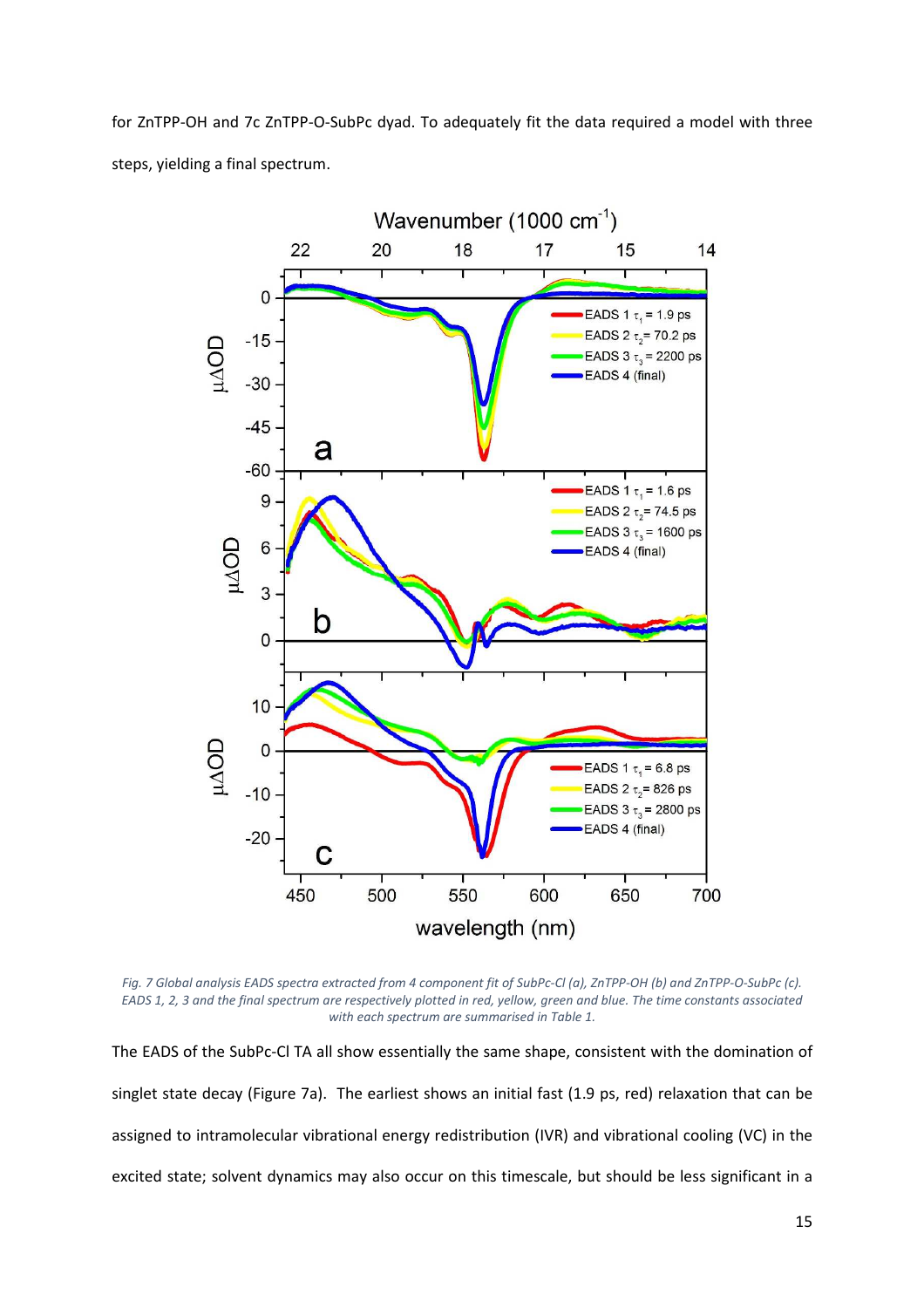for ZnTPP-OH and 7c ZnTPP-O-SubPc dyad. To adequately fit the data required a model with three steps, yielding a final spectrum.

Wavenumber (1000 cm$^{-1}$)

22 20 18 17 15 14

μΔOD

0 -15 -30 -45 -60

a

EADS 1 $\tau_1$ = 1.9 ps
EADS 2 $\tau_2$ = 70.2 ps
EADS 3 $\tau_3$ = 2200 ps
EADS 4 (final)

μΔOD

9 6 3 0

b

EADS 1 $\tau_1$ = 1.6 ps
EADS 2 $\tau_2$ = 74.5 ps
EADS 3 $\tau_3$ = 1600 ps
EADS 4 (final)

μΔOD

10 0 -10 -20

c

EADS 1 $\tau_1$ = 6.8 ps
EADS 2 $\tau_2$ = 826 ps
EADS 3 $\tau_3$ = 2800 ps
EADS 4 (final)

450 500 550 600 650 700

wavelength (nm)

*Fig. 7 Global analysis EADS spectra extracted from 4 component fit of SubPc-Cl (a), ZnTPP-OH (b) and ZnTPP-O-SubPc (c). EADS 1, 2, 3 and the final spectrum are respectively plotted in red, yellow, green and blue. The time constants associated with each spectrum are summarised in Table 1.*

The EADS of the SubPc-Cl TA all show essentially the same shape, consistent with the domination of singlet state decay (Figure 7a). The earliest shows an initial fast (1.9 ps, red) relaxation that can be assigned to intramolecular vibrational energy redistribution (IVR) and vibrational cooling (VC) in the excited state; solvent dynamics may also occur on this timescale, but should be less significant in a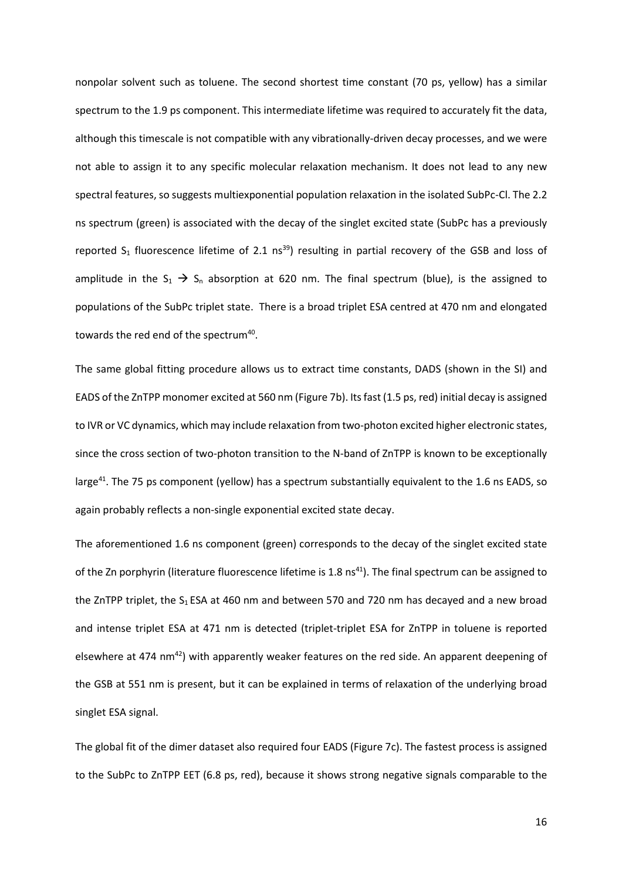nonpolar solvent such as toluene. The second shortest time constant (70 ps, yellow) has a similar spectrum to the 1.9 ps component. This intermediate lifetime was required to accurately fit the data, although this timescale is not compatible with any vibrationally-driven decay processes, and we were not able to assign it to any specific molecular relaxation mechanism. It does not lead to any new spectral features, so suggests multiexponential population relaxation in the isolated SubPc-Cl. The 2.2 ns spectrum (green) is associated with the decay of the singlet excited state (SubPc has a previously reported $S_1$ fluorescence lifetime of 2.1 ns[39]) resulting in partial recovery of the GSB and loss of amplitude in the $S_1 \rightarrow S_n$ absorption at 620 nm. The final spectrum (blue), is the assigned to populations of the SubPc triplet state. There is a broad triplet ESA centred at 470 nm and elongated towards the red end of the spectrum[40].

The same global fitting procedure allows us to extract time constants, DADS (shown in the SI) and EADS of the ZnTPP monomer excited at 560 nm (Figure 7b). Its fast (1.5 ps, red) initial decay is assigned to IVR or VC dynamics, which may include relaxation from two-photon excited higher electronic states, since the cross section of two-photon transition to the N-band of ZnTPP is known to be exceptionally large[41]. The 75 ps component (yellow) has a spectrum substantially equivalent to the 1.6 ns EADS, so again probably reflects a non-single exponential excited state decay.

The aforementioned 1.6 ns component (green) corresponds to the decay of the singlet excited state of the Zn porphyrin (literature fluorescence lifetime is 1.8 ns[41]). The final spectrum can be assigned to the ZnTPP triplet, the $S_1$ ESA at 460 nm and between 570 and 720 nm has decayed and a new broad and intense triplet ESA at 471 nm is detected (triplet-triplet ESA for ZnTPP in toluene is reported elsewhere at 474 nm[42]) with apparently weaker features on the red side. An apparent deepening of the GSB at 551 nm is present, but it can be explained in terms of relaxation of the underlying broad singlet ESA signal.

The global fit of the dimer dataset also required four EADS (Figure 7c). The fastest process is assigned to the SubPc to ZnTPP EET (6.8 ps, red), because it shows strong negative signals comparable to the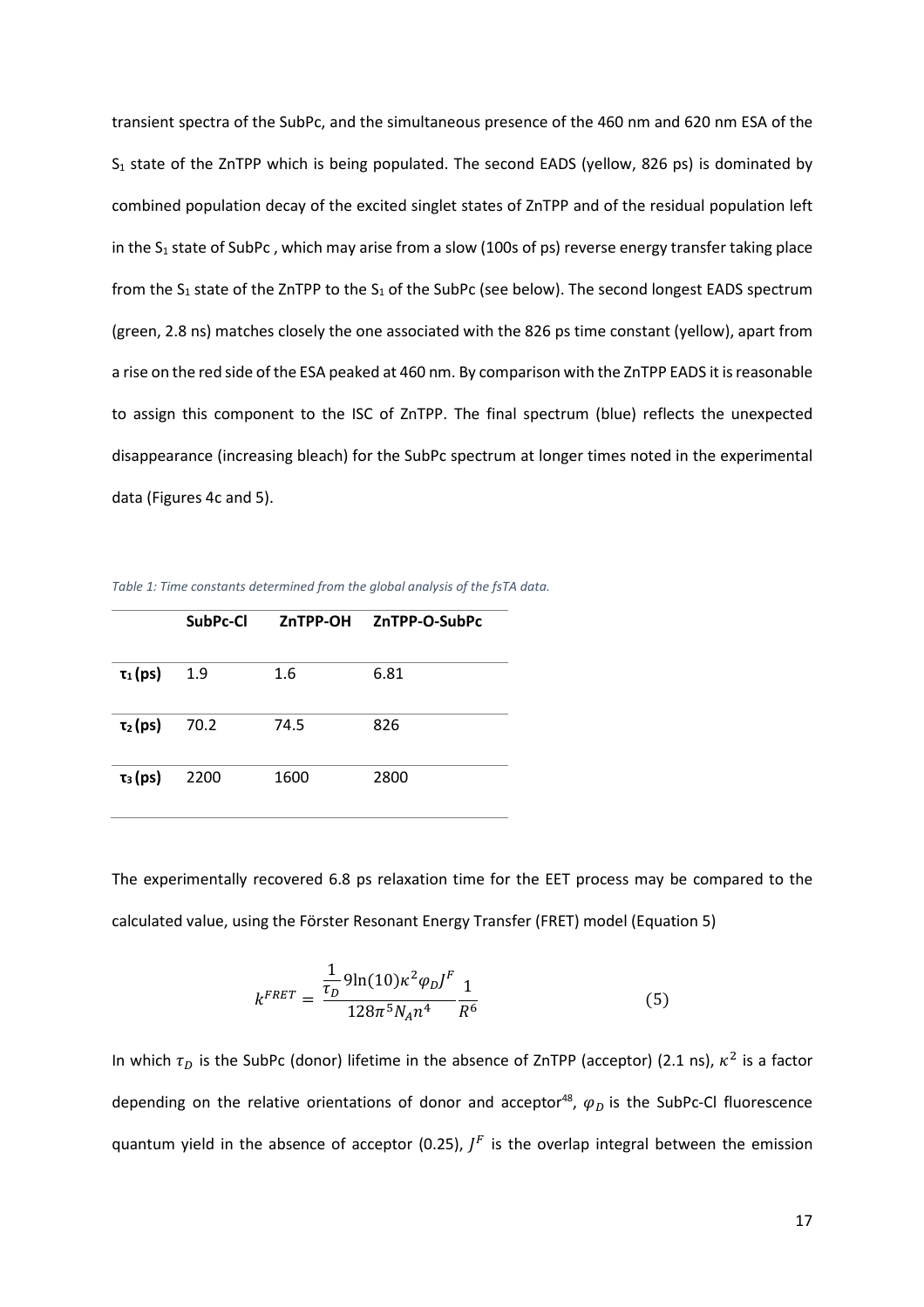transient spectra of the SubPc, and the simultaneous presence of the 460 nm and 620 nm ESA of the $S_1$ state of the ZnTPP which is being populated. The second EADS (yellow, 826 ps) is dominated by combined population decay of the excited singlet states of ZnTPP and of the residual population left in the $S_1$ state of SubPc , which may arise from a slow (100s of ps) reverse energy transfer taking place from the $S_1$ state of the ZnTPP to the $S_1$ of the SubPc (see below). The second longest EADS spectrum (green, 2.8 ns) matches closely the one associated with the 826 ps time constant (yellow), apart from a rise on the red side of the ESA peaked at 460 nm. By comparison with the ZnTPP EADS it is reasonable to assign this component to the ISC of ZnTPP. The final spectrum (blue) reflects the unexpected disappearance (increasing bleach) for the SubPc spectrum at longer times noted in the experimental data (Figures 4c and 5).

*Table 1: Time constants determined from the global analysis of the fsTA data.*

| | **SubPc-Cl** | **ZnTPP-OH** | **ZnTPP-O-SubPc** |
|---|---|---|---|
| **$\tau_1$ (ps)** | 1.9 | 1.6 | 6.81 |
| **$\tau_2$ (ps)** | 70.2 | 74.5 | 826 |
| **$\tau_3$ (ps)** | 2200 | 1600 | 2800 |

The experimentally recovered 6.8 ps relaxation time for the EET process may be compared to the calculated value, using the Förster Resonant Energy Transfer (FRET) model (Equation 5)

$$k^{FRET} = \frac{\frac{1}{\tau_D} 9\ln(10)\kappa^2 \varphi_D J^F}{128\pi^5 N_A n^4} \frac{1}{R^6} \quad (5)$$

In which $\tau_D$ is the SubPc (donor) lifetime in the absence of ZnTPP (acceptor) (2.1 ns), $\kappa^2$ is a factor depending on the relative orientations of donor and acceptor[48], $\varphi_D$ is the SubPc-Cl fluorescence quantum yield in the absence of acceptor (0.25), $J^F$ is the overlap integral between the emission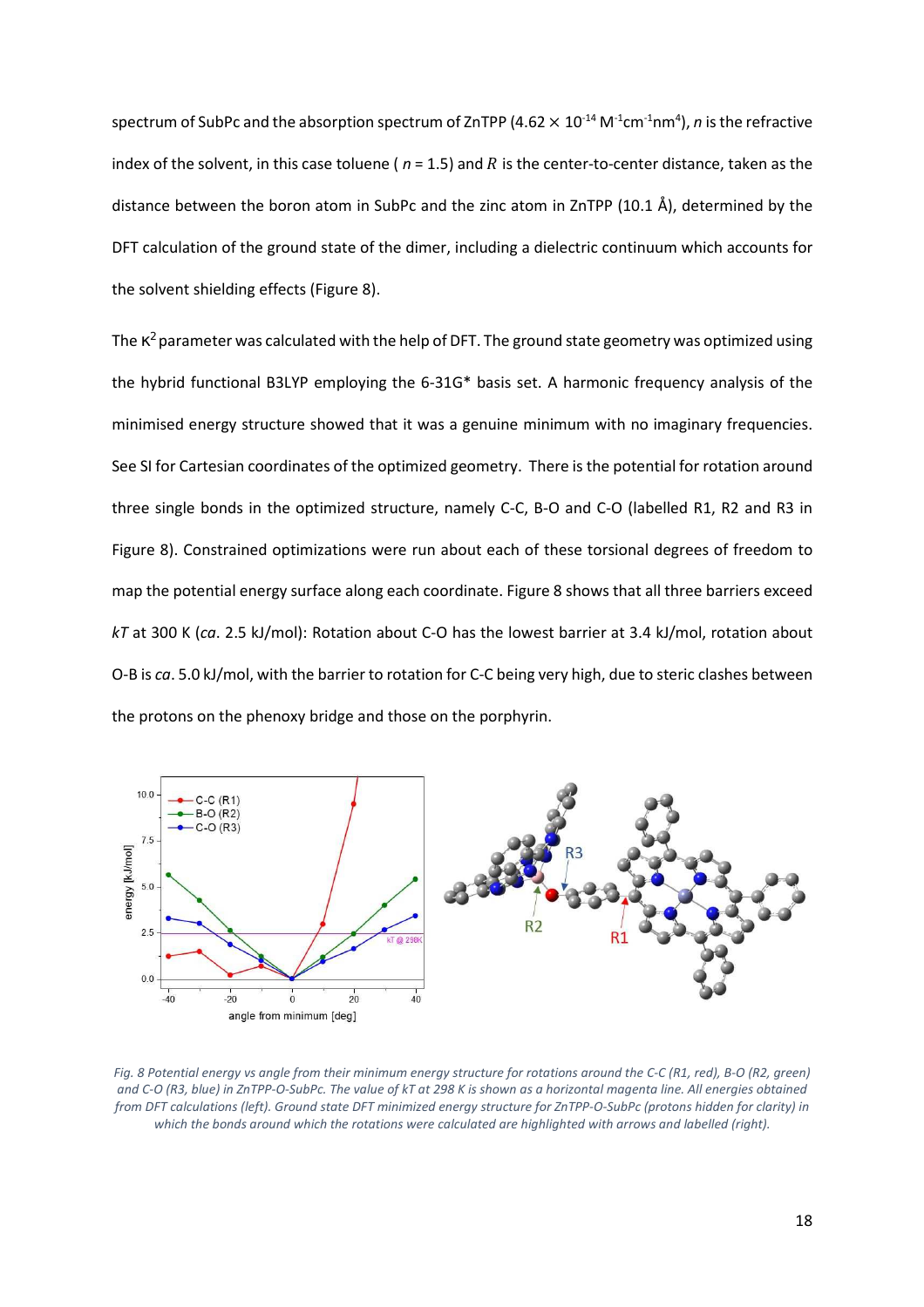spectrum of SubPc and the absorption spectrum of ZnTPP ($4.62 \times 10^{-14}$ $M^{-1}cm^{-1}nm^4$), $n$ is the refractive index of the solvent, in this case toluene ( $n$ = 1.5) and $R$ is the center-to-center distance, taken as the distance between the boron atom in SubPc and the zinc atom in ZnTPP (10.1 Å), determined by the DFT calculation of the ground state of the dimer, including a dielectric continuum which accounts for the solvent shielding effects (Figure 8).

The $\kappa^2$ parameter was calculated with the help of DFT. The ground state geometry was optimized using the hybrid functional B3LYP employing the 6-31G* basis set. A harmonic frequency analysis of the minimised energy structure showed that it was a genuine minimum with no imaginary frequencies. See SI for Cartesian coordinates of the optimized geometry. There is the potential for rotation around three single bonds in the optimized structure, namely C-C, B-O and C-O (labelled R1, R2 and R3 in Figure 8). Constrained optimizations were run about each of these torsional degrees of freedom to map the potential energy surface along each coordinate. Figure 8 shows that all three barriers exceed $kT$ at 300 K (*ca*. 2.5 kJ/mol): Rotation about C-O has the lowest barrier at 3.4 kJ/mol, rotation about O-B is *ca*. 5.0 kJ/mol, with the barrier to rotation for C-C being very high, due to steric clashes between the protons on the phenoxy bridge and those on the porphyrin.

C-C (R1)
B-O (R2)
C-O (R3)
energy [kJ/mol]
kT @ 298K
angle from minimum [deg]
R1
R2
R3

*Fig. 8 Potential energy vs angle from their minimum energy structure for rotations around the C-C (R1, red), B-O (R2, green) and C-O (R3, blue) in ZnTPP-O-SubPc. The value of kT at 298 K is shown as a horizontal magenta line. All energies obtained from DFT calculations (left). Ground state DFT minimized energy structure for ZnTPP-O-SubPc (protons hidden for clarity) in which the bonds around which the rotations were calculated are highlighted with arrows and labelled (right).*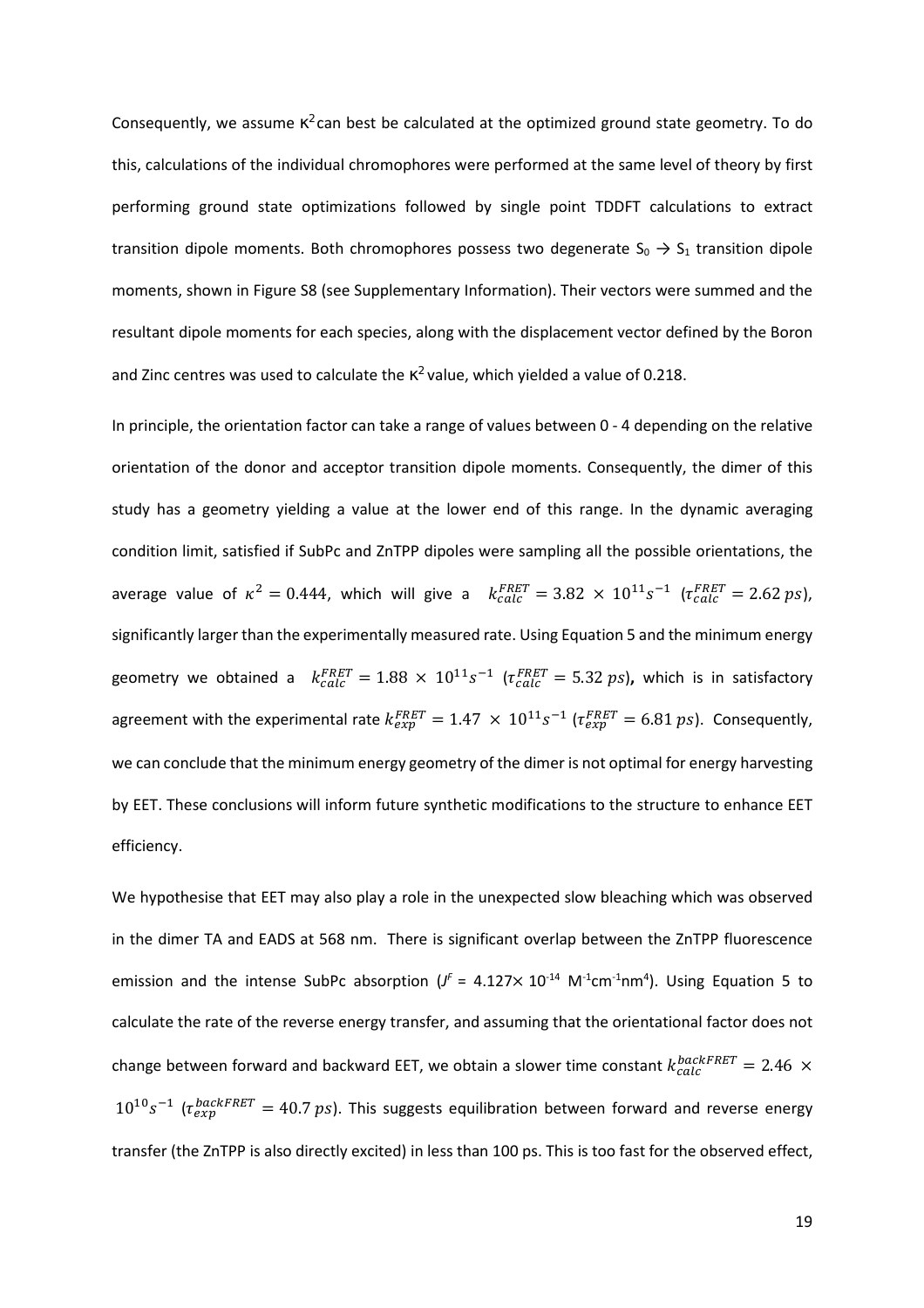Consequently, we assume $\kappa^2$ can best be calculated at the optimized ground state geometry. To do this, calculations of the individual chromophores were performed at the same level of theory by first performing ground state optimizations followed by single point TDDFT calculations to extract transition dipole moments. Both chromophores possess two degenerate $S_0 \rightarrow S_1$ transition dipole moments, shown in Figure S8 (see Supplementary Information). Their vectors were summed and the resultant dipole moments for each species, along with the displacement vector defined by the Boron and Zinc centres was used to calculate the $\kappa^2$ value, which yielded a value of 0.218.

In principle, the orientation factor can take a range of values between 0 - 4 depending on the relative orientation of the donor and acceptor transition dipole moments. Consequently, the dimer of this study has a geometry yielding a value at the lower end of this range. In the dynamic averaging condition limit, satisfied if SubPc and ZnTPP dipoles were sampling all the possible orientations, the average value of $\kappa^2 = 0.444$, which will give a $k_{calc}^{FRET} = 3.82 \times 10^{11} s^{-1}$ ($\tau_{calc}^{FRET} = 2.62\ ps$), significantly larger than the experimentally measured rate. Using Equation 5 and the minimum energy geometry we obtained a $k_{calc}^{FRET} = 1.88 \times 10^{11} s^{-1}$ ($\tau_{calc}^{FRET} = 5.32\ ps$), which is in satisfactory agreement with the experimental rate $k_{exp}^{FRET} = 1.47 \times 10^{11} s^{-1}$ ($\tau_{exp}^{FRET} = 6.81\ ps$). Consequently, we can conclude that the minimum energy geometry of the dimer is not optimal for energy harvesting by EET. These conclusions will inform future synthetic modifications to the structure to enhance EET efficiency.

We hypothesise that EET may also play a role in the unexpected slow bleaching which was observed in the dimer TA and EADS at 568 nm. There is significant overlap between the ZnTPP fluorescence emission and the intense SubPc absorption ($J^F$ = 4.127× $10^{-14}$ $M^{-1}cm^{-1}nm^4$). Using Equation 5 to calculate the rate of the reverse energy transfer, and assuming that the orientational factor does not change between forward and backward EET, we obtain a slower time constant $k_{calc}^{backFRET} = 2.46 \times 10^{10} s^{-1}$ ($\tau_{exp}^{backFRET} = 40.7\ ps$). This suggests equilibration between forward and reverse energy transfer (the ZnTPP is also directly excited) in less than 100 ps. This is too fast for the observed effect,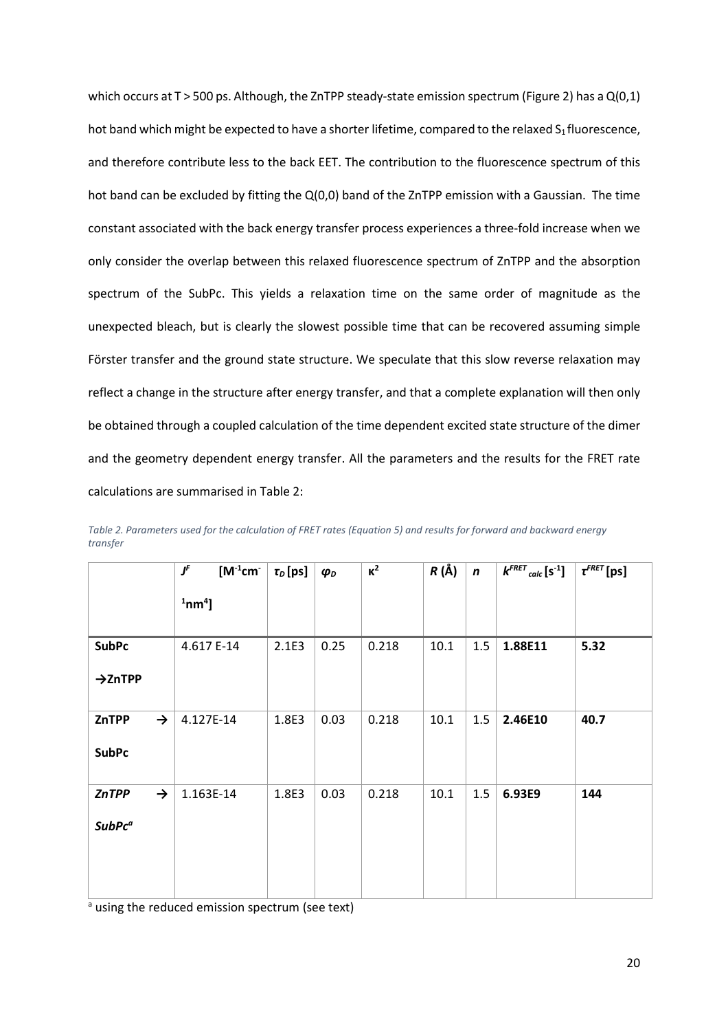which occurs at T > 500 ps. Although, the ZnTPP steady-state emission spectrum (Figure 2) has a Q(0,1) hot band which might be expected to have a shorter lifetime, compared to the relaxed $S_1$ fluorescence, and therefore contribute less to the back EET. The contribution to the fluorescence spectrum of this hot band can be excluded by fitting the Q(0,0) band of the ZnTPP emission with a Gaussian. The time constant associated with the back energy transfer process experiences a three-fold increase when we only consider the overlap between this relaxed fluorescence spectrum of ZnTPP and the absorption spectrum of the SubPc. This yields a relaxation time on the same order of magnitude as the unexpected bleach, but is clearly the slowest possible time that can be recovered assuming simple Förster transfer and the ground state structure. We speculate that this slow reverse relaxation may reflect a change in the structure after energy transfer, and that a complete explanation will then only be obtained through a coupled calculation of the time dependent excited state structure of the dimer and the geometry dependent energy transfer. All the parameters and the results for the FRET rate calculations are summarised in Table 2:

*Table 2. Parameters used for the calculation of FRET rates (Equation 5) and results for forward and backward energy transfer*

| | $J^F$ [$M^{-1}cm^{-1}nm^4$] | $\tau_D$ [ps] | $\varphi_D$ | $\kappa^2$ | $R$ (Å) | $n$ | $k^{FRET}_{calc}$ [$s^{-1}$] | $\tau^{FRET}$ [ps] |
|---|---|---|---|---|---|---|---|---|
| **SubPc →ZnTPP** | 4.617 E-14 | 2.1E3 | 0.25 | 0.218 | 10.1 | 1.5 | **1.88E11** | **5.32** |
| **ZnTPP → SubPc** | 4.127E-14 | 1.8E3 | 0.03 | 0.218 | 10.1 | 1.5 | **2.46E10** | **40.7** |
| ***ZnTPP → SubPc[a]*** | 1.163E-14 | 1.8E3 | 0.03 | 0.218 | 10.1 | 1.5 | **6.93E9** | **144** |

[a] using the reduced emission spectrum (see text)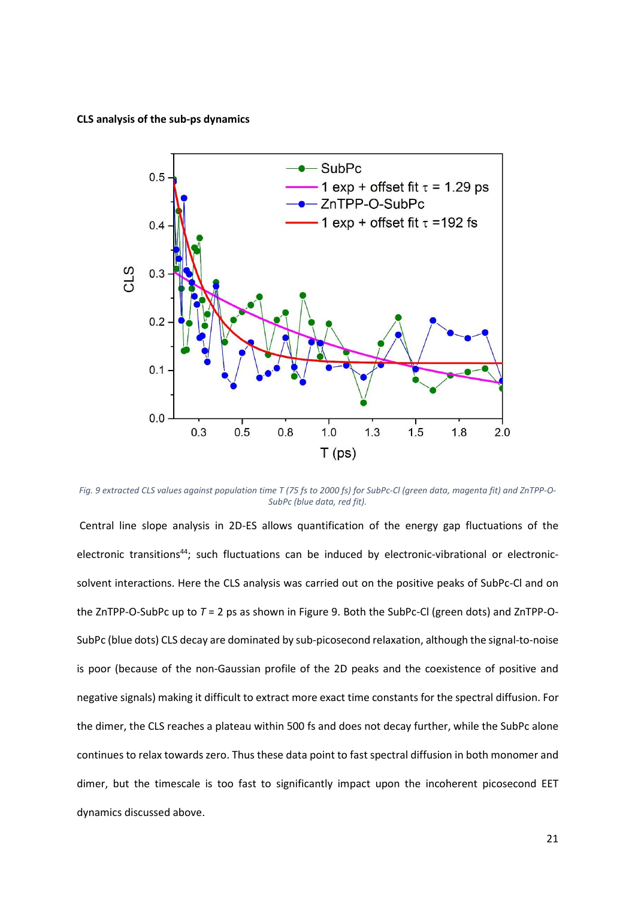**CLS analysis of the sub-ps dynamics**

SubPc
1 exp + offset fit τ = 1.29 ps
ZnTPP-O-SubPc
1 exp + offset fit τ =192 fs

CLS
0.0
0.1
0.2
0.3
0.4
0.5

T (ps)
0.3
0.5
0.8
1.0
1.3
1.5
1.8
2.0

*Fig. 9 extracted CLS values against population time T (75 fs to 2000 fs) for SubPc-Cl (green data, magenta fit) and ZnTPP-O-SubPc (blue data, red fit).*

Central line slope analysis in 2D-ES allows quantification of the energy gap fluctuations of the electronic transitions[44]; such fluctuations can be induced by electronic-vibrational or electronic-solvent interactions. Here the CLS analysis was carried out on the positive peaks of SubPc-Cl and on the ZnTPP-O-SubPc up to *T* = 2 ps as shown in Figure 9. Both the SubPc-Cl (green dots) and ZnTPP-O-SubPc (blue dots) CLS decay are dominated by sub-picosecond relaxation, although the signal-to-noise is poor (because of the non-Gaussian profile of the 2D peaks and the coexistence of positive and negative signals) making it difficult to extract more exact time constants for the spectral diffusion. For the dimer, the CLS reaches a plateau within 500 fs and does not decay further, while the SubPc alone continues to relax towards zero. Thus these data point to fast spectral diffusion in both monomer and dimer, but the timescale is too fast to significantly impact upon the incoherent picosecond EET dynamics discussed above.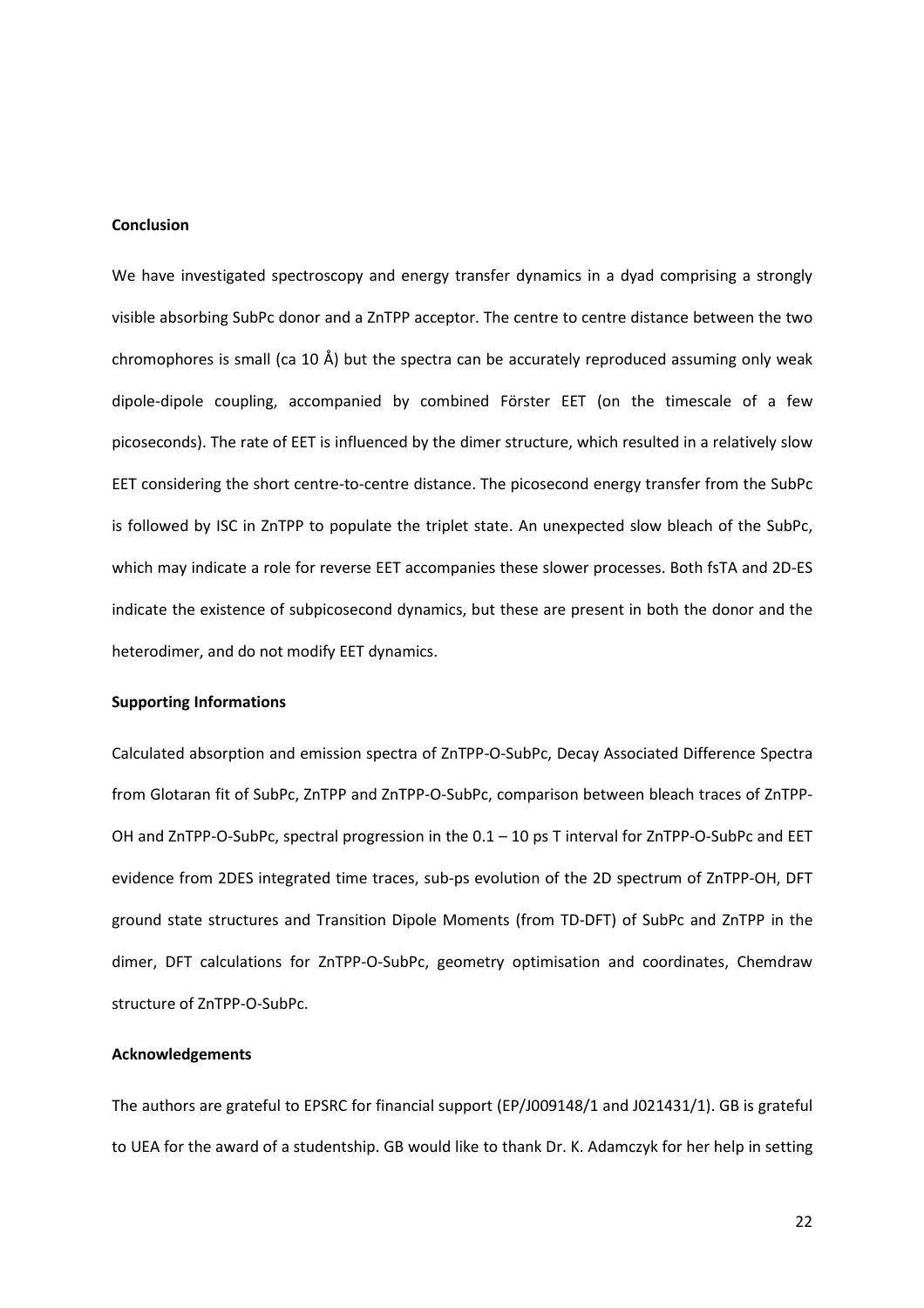**Conclusion**

We have investigated spectroscopy and energy transfer dynamics in a dyad comprising a strongly visible absorbing SubPc donor and a ZnTPP acceptor. The centre to centre distance between the two chromophores is small (ca 10 Å) but the spectra can be accurately reproduced assuming only weak dipole-dipole coupling, accompanied by combined Förster EET (on the timescale of a few picoseconds). The rate of EET is influenced by the dimer structure, which resulted in a relatively slow EET considering the short centre-to-centre distance. The picosecond energy transfer from the SubPc is followed by ISC in ZnTPP to populate the triplet state. An unexpected slow bleach of the SubPc, which may indicate a role for reverse EET accompanies these slower processes. Both fsTA and 2D-ES indicate the existence of subpicosecond dynamics, but these are present in both the donor and the heterodimer, and do not modify EET dynamics.

**Supporting Informations**

Calculated absorption and emission spectra of ZnTPP-O-SubPc, Decay Associated Difference Spectra from Glotaran fit of SubPc, ZnTPP and ZnTPP-O-SubPc, comparison between bleach traces of ZnTPP-OH and ZnTPP-O-SubPc, spectral progression in the 0.1 – 10 ps T interval for ZnTPP-O-SubPc and EET evidence from 2DES integrated time traces, sub-ps evolution of the 2D spectrum of ZnTPP-OH, DFT ground state structures and Transition Dipole Moments (from TD-DFT) of SubPc and ZnTPP in the dimer, DFT calculations for ZnTPP-O-SubPc, geometry optimisation and coordinates, Chemdraw structure of ZnTPP-O-SubPc.

**Acknowledgements**

The authors are grateful to EPSRC for financial support (EP/J009148/1 and J021431/1). GB is grateful to UEA for the award of a studentship. GB would like to thank Dr. K. Adamczyk for her help in setting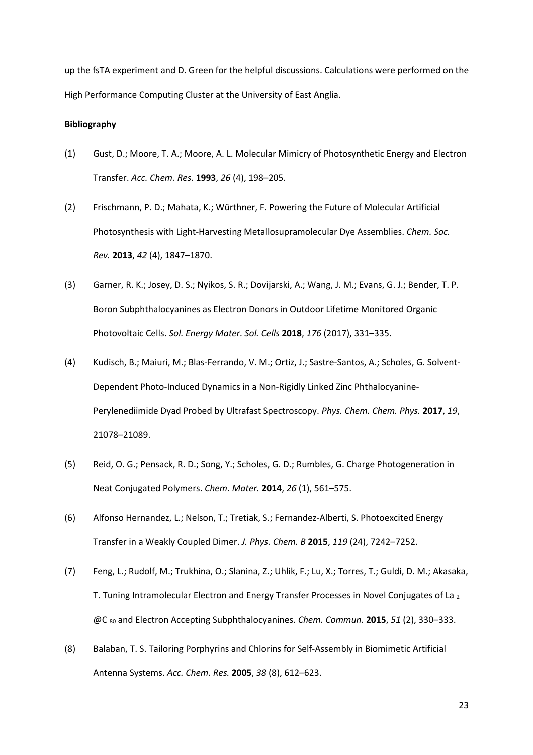up the fsTA experiment and D. Green for the helpful discussions. Calculations were performed on the High Performance Computing Cluster at the University of East Anglia.

**Bibliography**

(1) Gust, D.; Moore, T. A.; Moore, A. L. Molecular Mimicry of Photosynthetic Energy and Electron Transfer. *Acc. Chem. Res.* **1993**, *26* (4), 198–205.

(2) Frischmann, P. D.; Mahata, K.; Würthner, F. Powering the Future of Molecular Artificial Photosynthesis with Light-Harvesting Metallosupramolecular Dye Assemblies. *Chem. Soc. Rev.* **2013**, *42* (4), 1847–1870.

(3) Garner, R. K.; Josey, D. S.; Nyikos, S. R.; Dovijarski, A.; Wang, J. M.; Evans, G. J.; Bender, T. P. Boron Subphthalocyanines as Electron Donors in Outdoor Lifetime Monitored Organic Photovoltaic Cells. *Sol. Energy Mater. Sol. Cells* **2018**, *176* (2017), 331–335.

(4) Kudisch, B.; Maiuri, M.; Blas-Ferrando, V. M.; Ortiz, J.; Sastre-Santos, A.; Scholes, G. Solvent-Dependent Photo-Induced Dynamics in a Non-Rigidly Linked Zinc Phthalocyanine-Perylenediimide Dyad Probed by Ultrafast Spectroscopy. *Phys. Chem. Chem. Phys.* **2017**, *19*, 21078–21089.

(5) Reid, O. G.; Pensack, R. D.; Song, Y.; Scholes, G. D.; Rumbles, G. Charge Photogeneration in Neat Conjugated Polymers. *Chem. Mater.* **2014**, *26* (1), 561–575.

(6) Alfonso Hernandez, L.; Nelson, T.; Tretiak, S.; Fernandez-Alberti, S. Photoexcited Energy Transfer in a Weakly Coupled Dimer. *J. Phys. Chem. B* **2015**, *119* (24), 7242–7252.

(7) Feng, L.; Rudolf, M.; Trukhina, O.; Slanina, Z.; Uhlik, F.; Lu, X.; Torres, T.; Guldi, D. M.; Akasaka, T. Tuning Intramolecular Electron and Energy Transfer Processes in Novel Conjugates of $La_2@C_{80}$ and Electron Accepting Subphthalocyanines. *Chem. Commun.* **2015**, *51* (2), 330–333.

(8) Balaban, T. S. Tailoring Porphyrins and Chlorins for Self-Assembly in Biomimetic Artificial Antenna Systems. *Acc. Chem. Res.* **2005**, *38* (8), 612–623.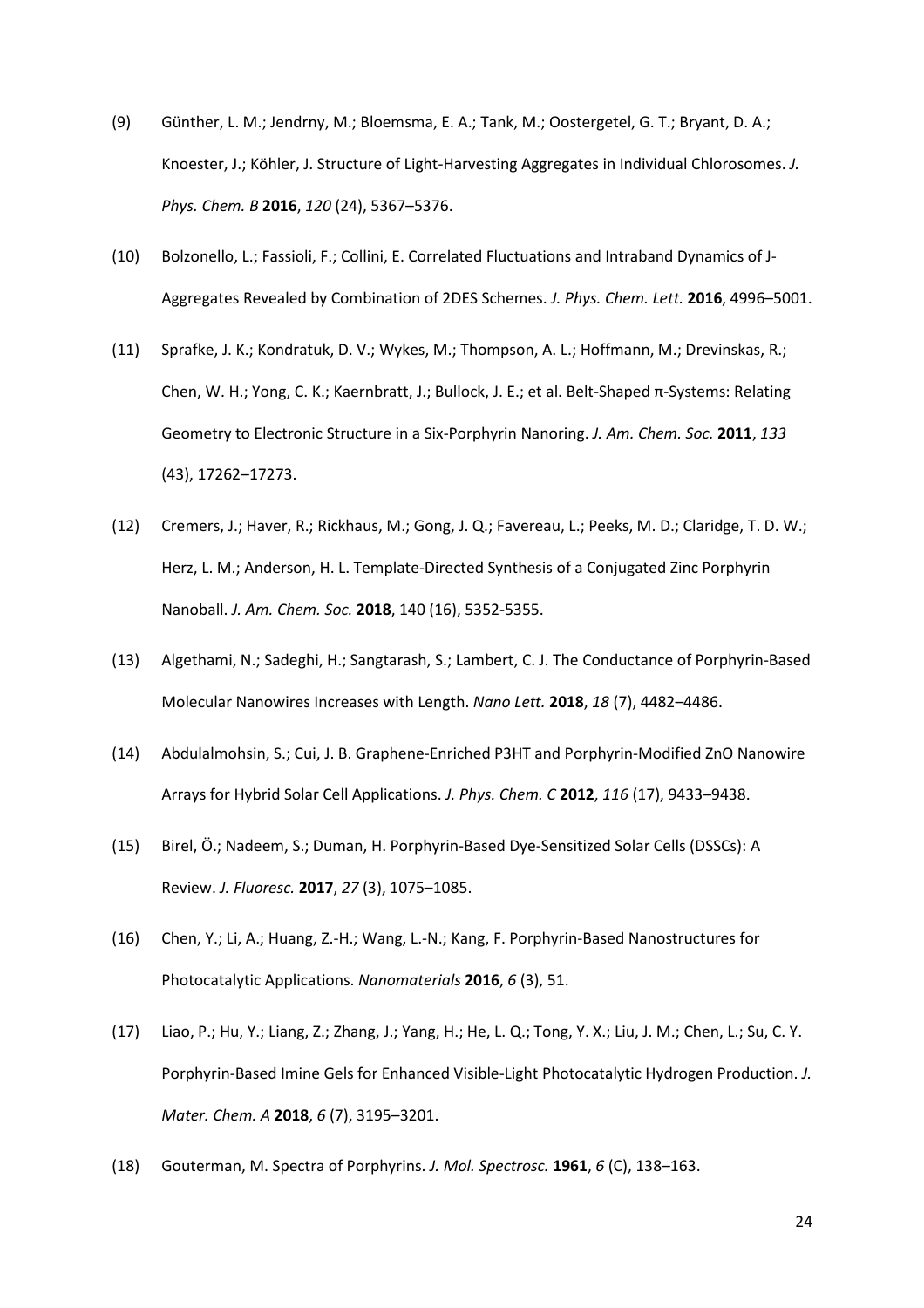(9) Günther, L. M.; Jendrny, M.; Bloemsma, E. A.; Tank, M.; Oostergetel, G. T.; Bryant, D. A.; Knoester, J.; Köhler, J. Structure of Light-Harvesting Aggregates in Individual Chlorosomes. *J. Phys. Chem. B* **2016**, *120* (24), 5367–5376.

(10) Bolzonello, L.; Fassioli, F.; Collini, E. Correlated Fluctuations and Intraband Dynamics of J-Aggregates Revealed by Combination of 2DES Schemes. *J. Phys. Chem. Lett.* **2016**, 4996–5001.

(11) Sprafke, J. K.; Kondratuk, D. V.; Wykes, M.; Thompson, A. L.; Hoffmann, M.; Drevinskas, R.; Chen, W. H.; Yong, C. K.; Kaernbratt, J.; Bullock, J. E.; et al. Belt-Shaped π-Systems: Relating Geometry to Electronic Structure in a Six-Porphyrin Nanoring. *J. Am. Chem. Soc.* **2011**, *133* (43), 17262–17273.

(12) Cremers, J.; Haver, R.; Rickhaus, M.; Gong, J. Q.; Favereau, L.; Peeks, M. D.; Claridge, T. D. W.; Herz, L. M.; Anderson, H. L. Template-Directed Synthesis of a Conjugated Zinc Porphyrin Nanoball. *J. Am. Chem. Soc.* **2018**, 140 (16), 5352-5355.

(13) Algethami, N.; Sadeghi, H.; Sangtarash, S.; Lambert, C. J. The Conductance of Porphyrin-Based Molecular Nanowires Increases with Length. *Nano Lett.* **2018**, *18* (7), 4482–4486.

(14) Abdulalmohsin, S.; Cui, J. B. Graphene-Enriched P3HT and Porphyrin-Modified ZnO Nanowire Arrays for Hybrid Solar Cell Applications. *J. Phys. Chem. C* **2012**, *116* (17), 9433–9438.

(15) Birel, Ö.; Nadeem, S.; Duman, H. Porphyrin-Based Dye-Sensitized Solar Cells (DSSCs): A Review. *J. Fluoresc.* **2017**, *27* (3), 1075–1085.

(16) Chen, Y.; Li, A.; Huang, Z.-H.; Wang, L.-N.; Kang, F. Porphyrin-Based Nanostructures for Photocatalytic Applications. *Nanomaterials* **2016**, *6* (3), 51.

(17) Liao, P.; Hu, Y.; Liang, Z.; Zhang, J.; Yang, H.; He, L. Q.; Tong, Y. X.; Liu, J. M.; Chen, L.; Su, C. Y. Porphyrin-Based Imine Gels for Enhanced Visible-Light Photocatalytic Hydrogen Production. *J. Mater. Chem. A* **2018**, *6* (7), 3195–3201.

(18) Gouterman, M. Spectra of Porphyrins. *J. Mol. Spectrosc.* **1961**, *6* (C), 138–163.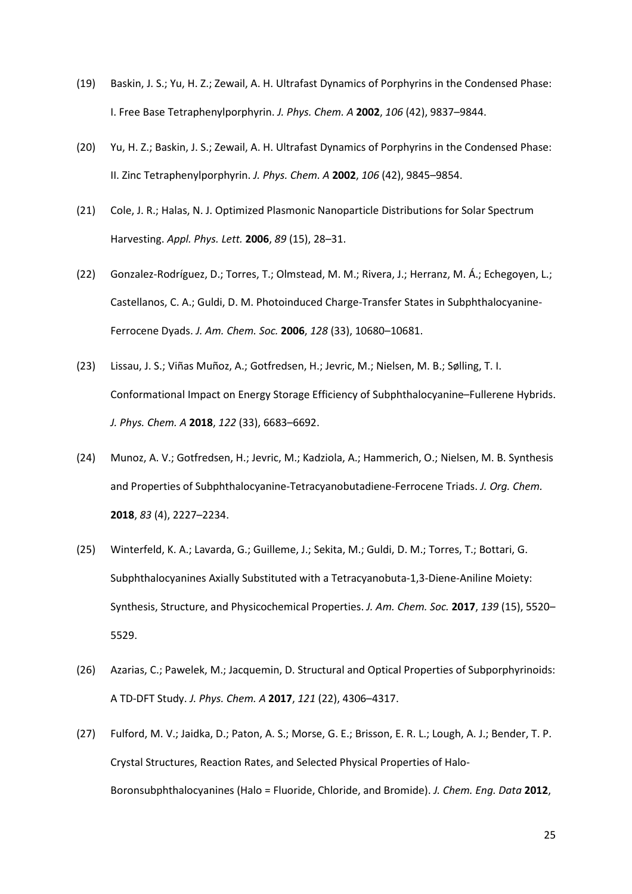(19) Baskin, J. S.; Yu, H. Z.; Zewail, A. H. Ultrafast Dynamics of Porphyrins in the Condensed Phase: I. Free Base Tetraphenylporphyrin. *J. Phys. Chem. A* **2002**, *106* (42), 9837–9844.

(20) Yu, H. Z.; Baskin, J. S.; Zewail, A. H. Ultrafast Dynamics of Porphyrins in the Condensed Phase: II. Zinc Tetraphenylporphyrin. *J. Phys. Chem. A* **2002**, *106* (42), 9845–9854.

(21) Cole, J. R.; Halas, N. J. Optimized Plasmonic Nanoparticle Distributions for Solar Spectrum Harvesting. *Appl. Phys. Lett.* **2006**, *89* (15), 28–31.

(22) Gonzalez-Rodríguez, D.; Torres, T.; Olmstead, M. M.; Rivera, J.; Herranz, M. Á.; Echegoyen, L.; Castellanos, C. A.; Guldi, D. M. Photoinduced Charge-Transfer States in Subphthalocyanine-Ferrocene Dyads. *J. Am. Chem. Soc.* **2006**, *128* (33), 10680–10681.

(23) Lissau, J. S.; Viñas Muñoz, A.; Gotfredsen, H.; Jevric, M.; Nielsen, M. B.; Sølling, T. I. Conformational Impact on Energy Storage Efficiency of Subphthalocyanine–Fullerene Hybrids. *J. Phys. Chem. A* **2018**, *122* (33), 6683–6692.

(24) Munoz, A. V.; Gotfredsen, H.; Jevric, M.; Kadziola, A.; Hammerich, O.; Nielsen, M. B. Synthesis and Properties of Subphthalocyanine-Tetracyanobutadiene-Ferrocene Triads. *J. Org. Chem.* **2018**, *83* (4), 2227–2234.

(25) Winterfeld, K. A.; Lavarda, G.; Guilleme, J.; Sekita, M.; Guldi, D. M.; Torres, T.; Bottari, G. Subphthalocyanines Axially Substituted with a Tetracyanobuta-1,3-Diene-Aniline Moiety: Synthesis, Structure, and Physicochemical Properties. *J. Am. Chem. Soc.* **2017**, *139* (15), 5520–5529.

(26) Azarias, C.; Pawelek, M.; Jacquemin, D. Structural and Optical Properties of Subporphyrinoids: A TD-DFT Study. *J. Phys. Chem. A* **2017**, *121* (22), 4306–4317.

(27) Fulford, M. V.; Jaidka, D.; Paton, A. S.; Morse, G. E.; Brisson, E. R. L.; Lough, A. J.; Bender, T. P. Crystal Structures, Reaction Rates, and Selected Physical Properties of Halo-Boronsubphthalocyanines (Halo = Fluoride, Chloride, and Bromide). *J. Chem. Eng. Data* **2012**,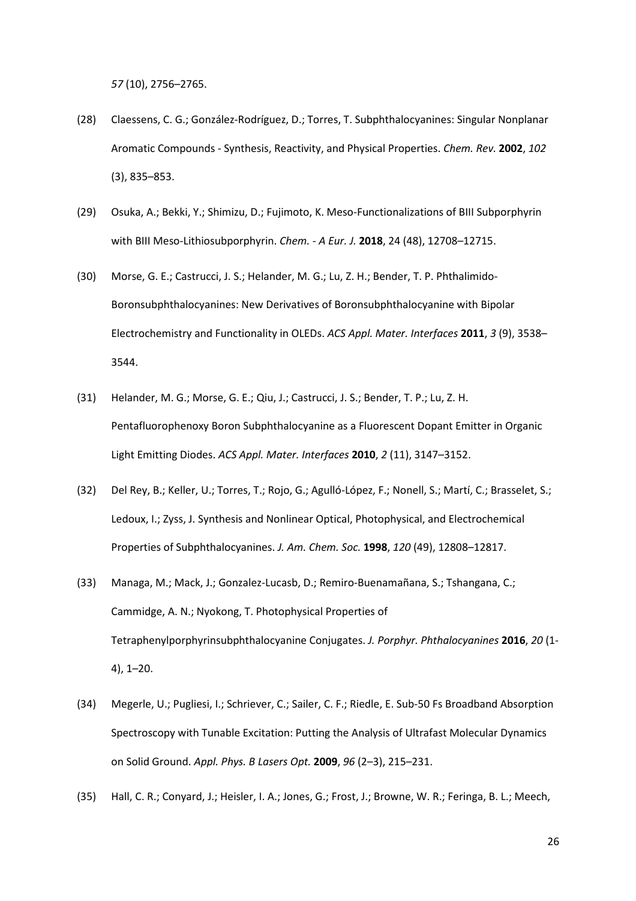*57* (10), 2756–2765.

(28) Claessens, C. G.; González-Rodríguez, D.; Torres, T. Subphthalocyanines: Singular Nonplanar Aromatic Compounds - Synthesis, Reactivity, and Physical Properties. *Chem. Rev.* **2002**, *102* (3), 835–853.

(29) Osuka, A.; Bekki, Y.; Shimizu, D.; Fujimoto, K. Meso-Functionalizations of BIII Subporphyrin with BIII Meso-Lithiosubporphyrin. *Chem. - A Eur. J.* **2018**, 24 (48), 12708–12715.

(30) Morse, G. E.; Castrucci, J. S.; Helander, M. G.; Lu, Z. H.; Bender, T. P. Phthalimido-Boronsubphthalocyanines: New Derivatives of Boronsubphthalocyanine with Bipolar Electrochemistry and Functionality in OLEDs. *ACS Appl. Mater. Interfaces* **2011**, *3* (9), 3538–3544.

(31) Helander, M. G.; Morse, G. E.; Qiu, J.; Castrucci, J. S.; Bender, T. P.; Lu, Z. H. Pentafluorophenoxy Boron Subphthalocyanine as a Fluorescent Dopant Emitter in Organic Light Emitting Diodes. *ACS Appl. Mater. Interfaces* **2010**, *2* (11), 3147–3152.

(32) Del Rey, B.; Keller, U.; Torres, T.; Rojo, G.; Agulló-López, F.; Nonell, S.; Martí, C.; Brasselet, S.; Ledoux, I.; Zyss, J. Synthesis and Nonlinear Optical, Photophysical, and Electrochemical Properties of Subphthalocyanines. *J. Am. Chem. Soc.* **1998**, *120* (49), 12808–12817.

(33) Managa, M.; Mack, J.; Gonzalez-Lucasb, D.; Remiro-Buenamañana, S.; Tshangana, C.; Cammidge, A. N.; Nyokong, T. Photophysical Properties of Tetraphenylporphyrinsubphthalocyanine Conjugates. *J. Porphyr. Phthalocyanines* **2016**, *20* (1-4), 1–20.

(34) Megerle, U.; Pugliesi, I.; Schriever, C.; Sailer, C. F.; Riedle, E. Sub-50 Fs Broadband Absorption Spectroscopy with Tunable Excitation: Putting the Analysis of Ultrafast Molecular Dynamics on Solid Ground. *Appl. Phys. B Lasers Opt.* **2009**, *96* (2–3), 215–231.

(35) Hall, C. R.; Conyard, J.; Heisler, I. A.; Jones, G.; Frost, J.; Browne, W. R.; Feringa, B. L.; Meech,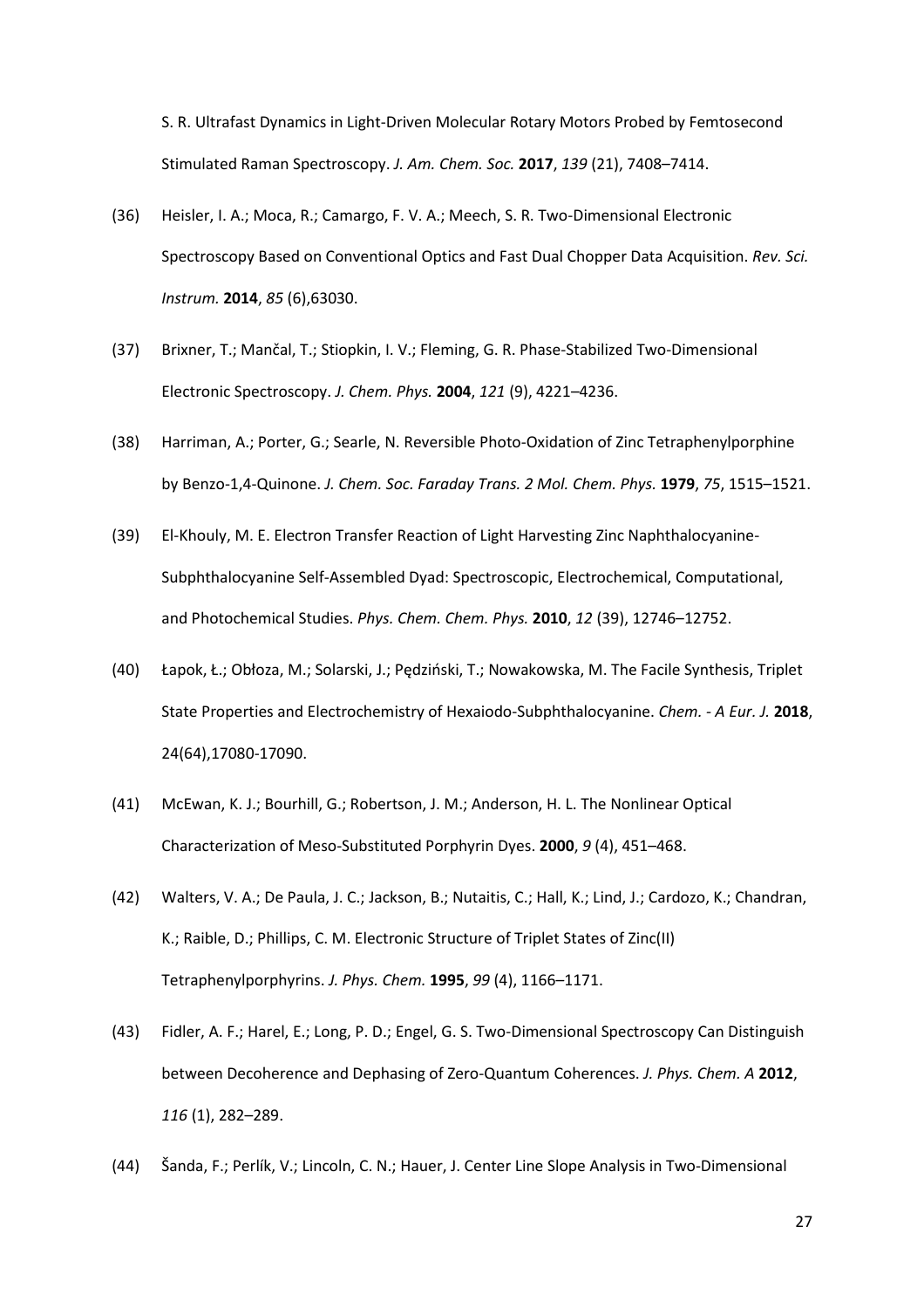S. R. Ultrafast Dynamics in Light-Driven Molecular Rotary Motors Probed by Femtosecond Stimulated Raman Spectroscopy. *J. Am. Chem. Soc.* **2017**, *139* (21), 7408–7414.

(36) Heisler, I. A.; Moca, R.; Camargo, F. V. A.; Meech, S. R. Two-Dimensional Electronic Spectroscopy Based on Conventional Optics and Fast Dual Chopper Data Acquisition. *Rev. Sci. Instrum.* **2014**, *85* (6),63030.

(37) Brixner, T.; Mančal, T.; Stiopkin, I. V.; Fleming, G. R. Phase-Stabilized Two-Dimensional Electronic Spectroscopy. *J. Chem. Phys.* **2004**, *121* (9), 4221–4236.

(38) Harriman, A.; Porter, G.; Searle, N. Reversible Photo-Oxidation of Zinc Tetraphenylporphine by Benzo-1,4-Quinone. *J. Chem. Soc. Faraday Trans. 2 Mol. Chem. Phys.* **1979**, *75*, 1515–1521.

(39) El-Khouly, M. E. Electron Transfer Reaction of Light Harvesting Zinc Naphthalocyanine-Subphthalocyanine Self-Assembled Dyad: Spectroscopic, Electrochemical, Computational, and Photochemical Studies. *Phys. Chem. Chem. Phys.* **2010**, *12* (39), 12746–12752.

(40) Łapok, Ł.; Obłoza, M.; Solarski, J.; Pędziński, T.; Nowakowska, M. The Facile Synthesis, Triplet State Properties and Electrochemistry of Hexaiodo-Subphthalocyanine. *Chem. - A Eur. J.* **2018**, 24(64),17080-17090.

(41) McEwan, K. J.; Bourhill, G.; Robertson, J. M.; Anderson, H. L. The Nonlinear Optical Characterization of Meso-Substituted Porphyrin Dyes. **2000**, *9* (4), 451–468.

(42) Walters, V. A.; De Paula, J. C.; Jackson, B.; Nutaitis, C.; Hall, K.; Lind, J.; Cardozo, K.; Chandran, K.; Raible, D.; Phillips, C. M. Electronic Structure of Triplet States of Zinc(II) Tetraphenylporphyrins. *J. Phys. Chem.* **1995**, *99* (4), 1166–1171.

(43) Fidler, A. F.; Harel, E.; Long, P. D.; Engel, G. S. Two-Dimensional Spectroscopy Can Distinguish between Decoherence and Dephasing of Zero-Quantum Coherences. *J. Phys. Chem. A* **2012**, *116* (1), 282–289.

(44) Šanda, F.; Perlík, V.; Lincoln, C. N.; Hauer, J. Center Line Slope Analysis in Two-Dimensional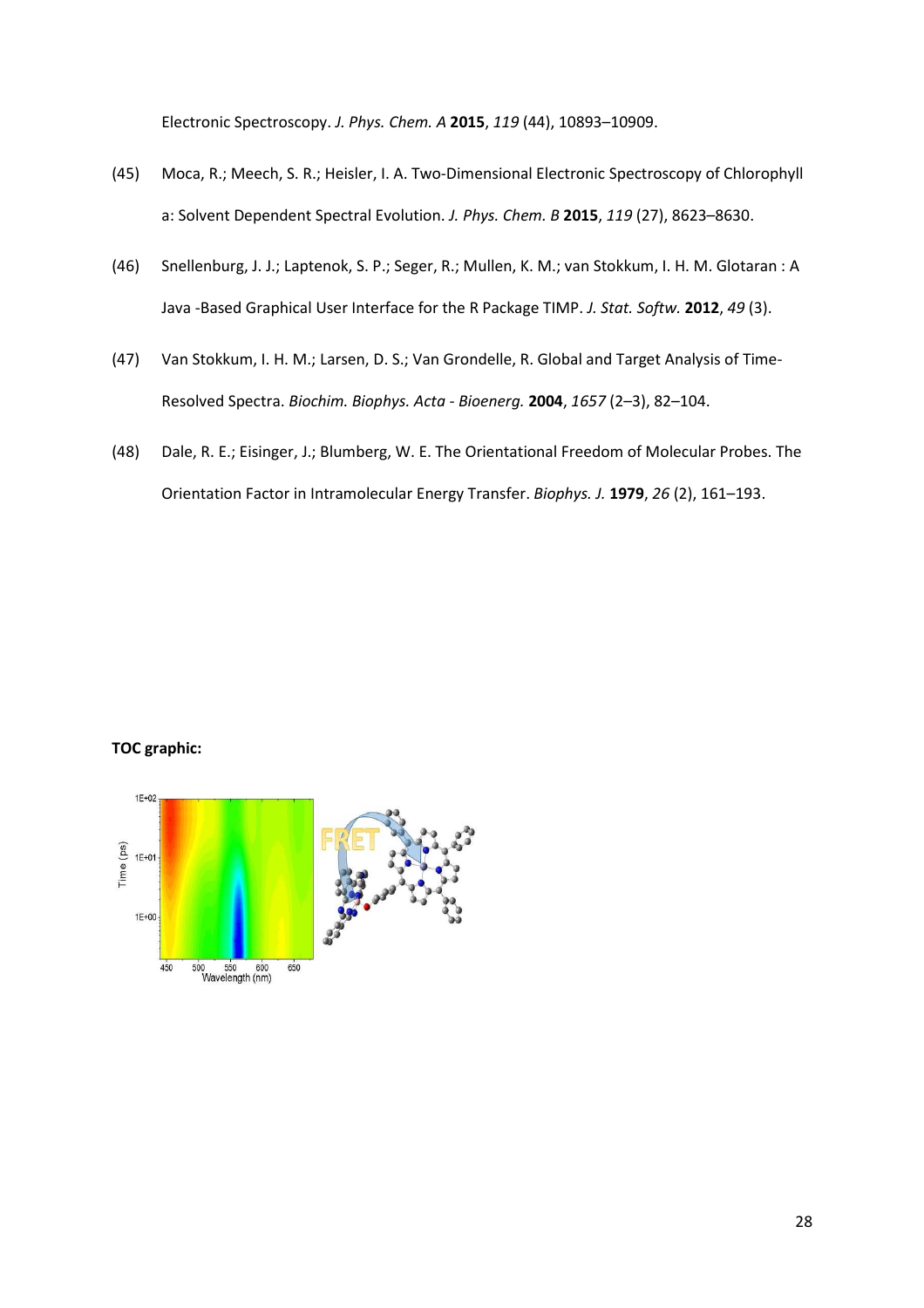Electronic Spectroscopy. *J. Phys. Chem. A* **2015**, *119* (44), 10893–10909.

(45) Moca, R.; Meech, S. R.; Heisler, I. A. Two-Dimensional Electronic Spectroscopy of Chlorophyll a: Solvent Dependent Spectral Evolution. *J. Phys. Chem. B* **2015**, *119* (27), 8623–8630.

(46) Snellenburg, J. J.; Laptenok, S. P.; Seger, R.; Mullen, K. M.; van Stokkum, I. H. M. Glotaran : A Java -Based Graphical User Interface for the R Package TIMP. *J. Stat. Softw.* **2012**, *49* (3).

(47) Van Stokkum, I. H. M.; Larsen, D. S.; Van Grondelle, R. Global and Target Analysis of Time-Resolved Spectra. *Biochim. Biophys. Acta - Bioenerg.* **2004**, *1657* (2–3), 82–104.

(48) Dale, R. E.; Eisinger, J.; Blumberg, W. E. The Orientational Freedom of Molecular Probes. The Orientation Factor in Intramolecular Energy Transfer. *Biophys. J.* **1979**, *26* (2), 161–193.

**TOC graphic:**

1E+02
1E+01
1E+00
Time (ps)
450 500 550 600 650
Wavelength (nm)
FRET